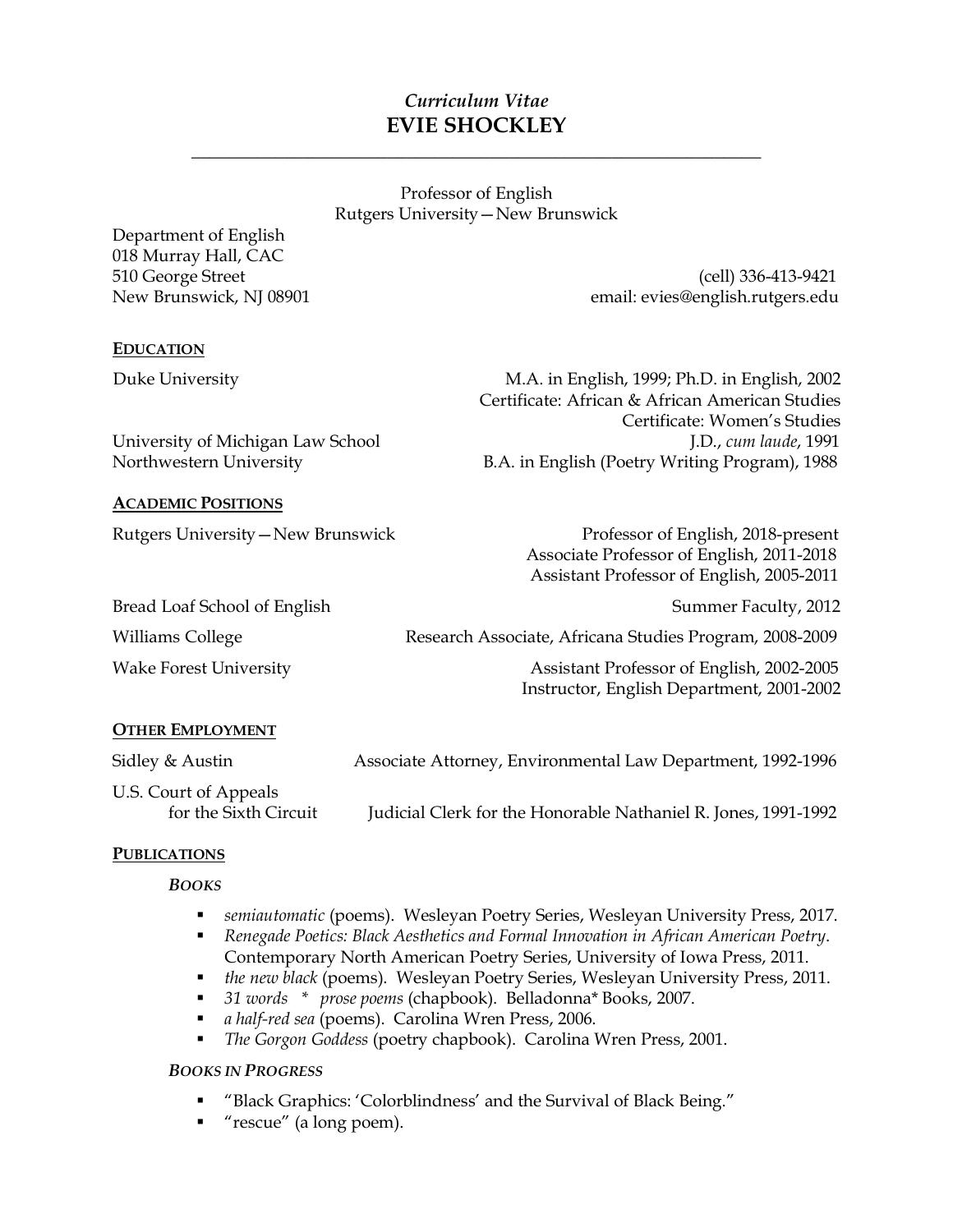*Curriculum Vitae*
# EVIE SHOCKLEY

---

Professor of English
Rutgers University—New Brunswick

Department of English
018 Murray Hall, CAC
510 George Street
New Brunswick, NJ 08901

(cell) 336-413-9421
email: evies@english.rutgers.edu

## EDUCATION

| | |
|---|---|
| Duke University | M.A. in English, 1999; Ph.D. in English, 2002<br>Certificate: African & African American Studies<br>Certificate: Women's Studies |
| University of Michigan Law School | J.D., *cum laude*, 1991 |
| Northwestern University | B.A. in English (Poetry Writing Program), 1988 |

## ACADEMIC POSITIONS

| | |
|---|---|
| Rutgers University—New Brunswick | Professor of English, 2018-present<br>Associate Professor of English, 2011-2018<br>Assistant Professor of English, 2005-2011 |
| Bread Loaf School of English | Summer Faculty, 2012 |
| Williams College | Research Associate, Africana Studies Program, 2008-2009 |
| Wake Forest University | Assistant Professor of English, 2002-2005<br>Instructor, English Department, 2001-2002 |

## OTHER EMPLOYMENT

| | |
|---|---|
| Sidley & Austin | Associate Attorney, Environmental Law Department, 1992-1996 |
| U.S. Court of Appeals for the Sixth Circuit | Judicial Clerk for the Honorable Nathaniel R. Jones, 1991-1992 |

## PUBLICATIONS

### *BOOKS*

- *semiautomatic* (poems). Wesleyan Poetry Series, Wesleyan University Press, 2017.
- *Renegade Poetics: Black Aesthetics and Formal Innovation in African American Poetry*. Contemporary North American Poetry Series, University of Iowa Press, 2011.
- *the new black* (poems). Wesleyan Poetry Series, Wesleyan University Press, 2011.
- *31 words * prose poems* (chapbook). Belladonna* Books, 2007.
- *a half-red sea* (poems). Carolina Wren Press, 2006.
- *The Gorgon Goddess* (poetry chapbook). Carolina Wren Press, 2001.

### *BOOKS IN PROGRESS*

- "Black Graphics: 'Colorblindness' and the Survival of Black Being."
- "rescue" (a long poem).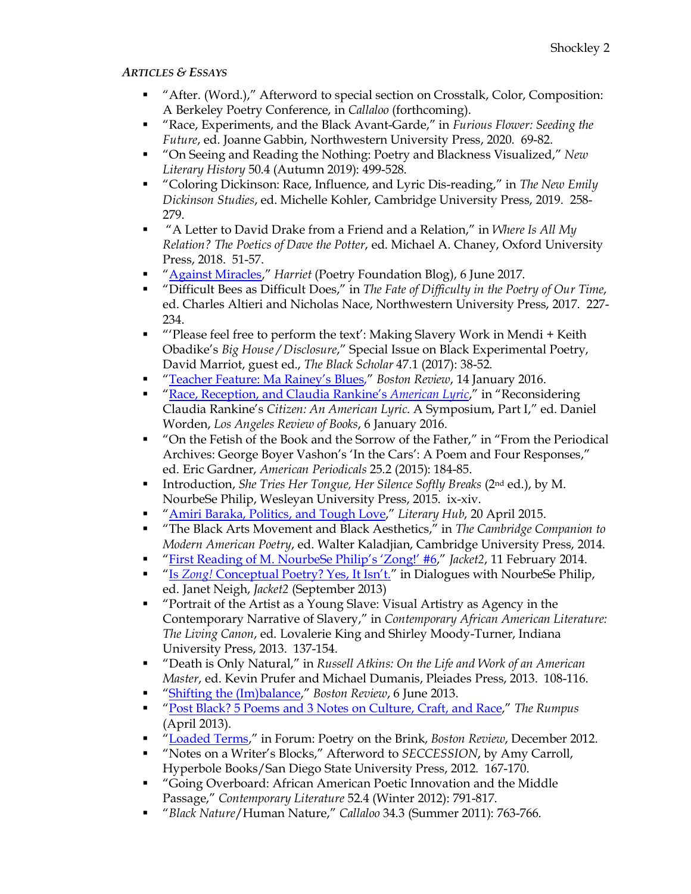***Articles & Essays***

- "After. (Word.)," Afterword to special section on Crosstalk, Color, Composition: A Berkeley Poetry Conference, in *Callaloo* (forthcoming).
- "Race, Experiments, and the Black Avant-Garde," in *Furious Flower: Seeding the Future*, ed. Joanne Gabbin, Northwestern University Press, 2020. 69-82.
- "On Seeing and Reading the Nothing: Poetry and Blackness Visualized," *New Literary History* 50.4 (Autumn 2019): 499-528.
- "Coloring Dickinson: Race, Influence, and Lyric Dis-reading," in *The New Emily Dickinson Studies*, ed. Michelle Kohler, Cambridge University Press, 2019. 258-279.
- "A Letter to David Drake from a Friend and a Relation," in *Where Is All My Relation? The Poetics of Dave the Potter*, ed. Michael A. Chaney, Oxford University Press, 2018. 51-57.
- "Against Miracles," *Harriet* (Poetry Foundation Blog), 6 June 2017.
- "Difficult Bees as Difficult Does," in *The Fate of Difficulty in the Poetry of Our Time*, ed. Charles Altieri and Nicholas Nace, Northwestern University Press, 2017. 227-234.
- "'Please feel free to perform the text': Making Slavery Work in Mendi + Keith Obadike's *Big House / Disclosure*," Special Issue on Black Experimental Poetry, David Marriot, guest ed., *The Black Scholar* 47.1 (2017): 38-52.
- "Teacher Feature: Ma Rainey's Blues," *Boston Review*, 14 January 2016.
- "Race, Reception, and Claudia Rankine's *American Lyric*," in "Reconsidering Claudia Rankine's *Citizen: An American Lyric*. A Symposium, Part I," ed. Daniel Worden, *Los Angeles Review of Books*, 6 January 2016.
- "On the Fetish of the Book and the Sorrow of the Father," in "From the Periodical Archives: George Boyer Vashon's 'In the Cars': A Poem and Four Responses," ed. Eric Gardner, *American Periodicals* 25.2 (2015): 184-85.
- Introduction, *She Tries Her Tongue, Her Silence Softly Breaks* (2nd ed.), by M. NourbeSe Philip, Wesleyan University Press, 2015. ix-xiv.
- "Amiri Baraka, Politics, and Tough Love," *Literary Hub*, 20 April 2015.
- "The Black Arts Movement and Black Aesthetics," in *The Cambridge Companion to Modern American Poetry*, ed. Walter Kaladjian, Cambridge University Press, 2014.
- "First Reading of M. NourbeSe Philip's 'Zong!' #6," *Jacket2*, 11 February 2014.
- "Is *Zong!* Conceptual Poetry? Yes, It Isn't." in Dialogues with NourbeSe Philip, ed. Janet Neigh, *Jacket2* (September 2013)
- "Portrait of the Artist as a Young Slave: Visual Artistry as Agency in the Contemporary Narrative of Slavery," in *Contemporary African American Literature: The Living Canon*, ed. Lovalerie King and Shirley Moody-Turner, Indiana University Press, 2013. 137-154.
- "Death is Only Natural," in *Russell Atkins: On the Life and Work of an American Master*, ed. Kevin Prufer and Michael Dumanis, Pleiades Press, 2013. 108-116.
- "Shifting the (Im)balance," *Boston Review*, 6 June 2013.
- "Post Black? 5 Poems and 3 Notes on Culture, Craft, and Race," *The Rumpus* (April 2013).
- "Loaded Terms," in Forum: Poetry on the Brink, *Boston Review*, December 2012.
- "Notes on a Writer's Blocks," Afterword to *SECCESSION*, by Amy Carroll, Hyperbole Books/San Diego State University Press, 2012. 167-170.
- "Going Overboard: African American Poetic Innovation and the Middle Passage," *Contemporary Literature* 52.4 (Winter 2012): 791-817.
- "*Black Nature*/Human Nature," *Callaloo* 34.3 (Summer 2011): 763-766.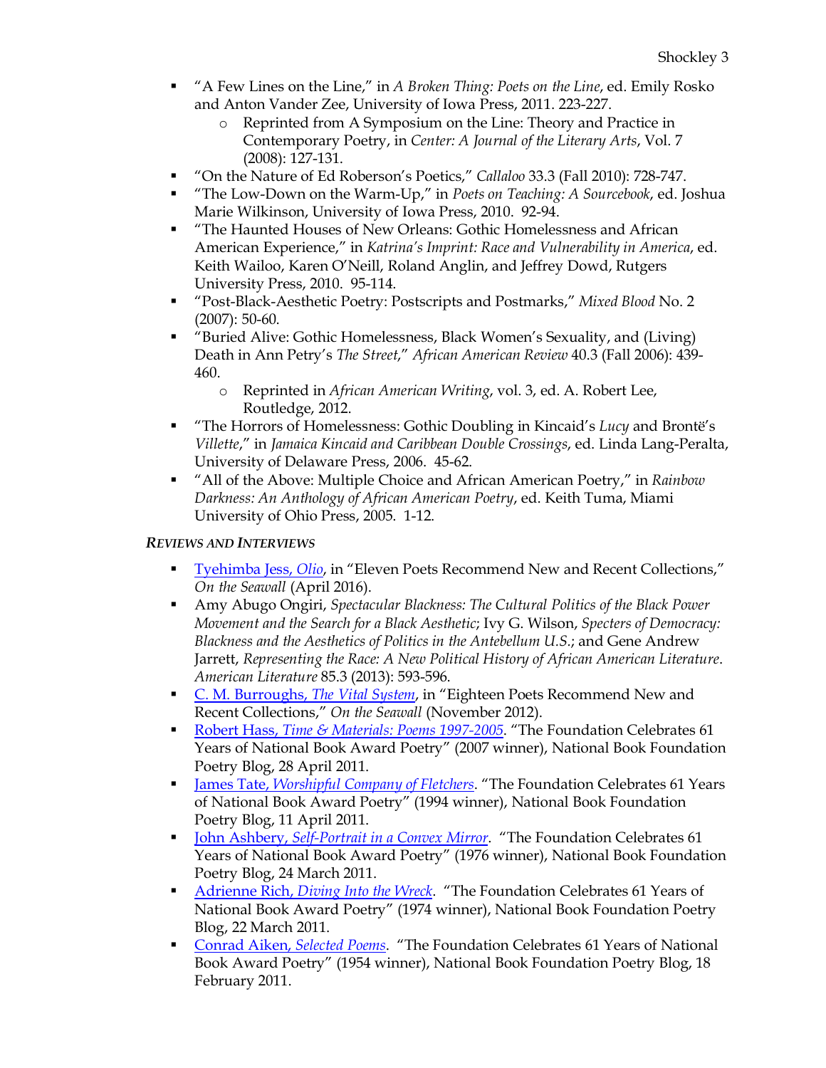- "A Few Lines on the Line," in *A Broken Thing: Poets on the Line*, ed. Emily Rosko and Anton Vander Zee, University of Iowa Press, 2011. 223-227.
    - Reprinted from A Symposium on the Line: Theory and Practice in Contemporary Poetry, in *Center: A Journal of the Literary Arts*, Vol. 7 (2008): 127-131.
- "On the Nature of Ed Roberson's Poetics," *Callaloo* 33.3 (Fall 2010): 728-747.
- "The Low-Down on the Warm-Up," in *Poets on Teaching: A Sourcebook*, ed. Joshua Marie Wilkinson, University of Iowa Press, 2010. 92-94.
- "The Haunted Houses of New Orleans: Gothic Homelessness and African American Experience," in *Katrina's Imprint: Race and Vulnerability in America*, ed. Keith Wailoo, Karen O'Neill, Roland Anglin, and Jeffrey Dowd, Rutgers University Press, 2010. 95-114.
- "Post-Black-Aesthetic Poetry: Postscripts and Postmarks," *Mixed Blood* No. 2 (2007): 50-60.
- "Buried Alive: Gothic Homelessness, Black Women's Sexuality, and (Living) Death in Ann Petry's *The Street*," *African American Review* 40.3 (Fall 2006): 439-460.
    - Reprinted in *African American Writing*, vol. 3, ed. A. Robert Lee, Routledge, 2012.
- "The Horrors of Homelessness: Gothic Doubling in Kincaid's *Lucy* and Brontë's *Villette*," in *Jamaica Kincaid and Caribbean Double Crossings*, ed. Linda Lang-Peralta, University of Delaware Press, 2006. 45-62.
- "All of the Above: Multiple Choice and African American Poetry," in *Rainbow Darkness: An Anthology of African American Poetry*, ed. Keith Tuma, Miami University of Ohio Press, 2005. 1-12.

***REVIEWS AND INTERVIEWS***

- Tyehimba Jess, *Olio*, in "Eleven Poets Recommend New and Recent Collections," *On the Seawall* (April 2016).
- Amy Abugo Ongiri, *Spectacular Blackness: The Cultural Politics of the Black Power Movement and the Search for a Black Aesthetic*; Ivy G. Wilson, *Specters of Democracy: Blackness and the Aesthetics of Politics in the Antebellum U.S.*; and Gene Andrew Jarrett, *Representing the Race: A New Political History of African American Literature*. *American Literature* 85.3 (2013): 593-596.
- C. M. Burroughs, *The Vital System*, in "Eighteen Poets Recommend New and Recent Collections," *On the Seawall* (November 2012).
- Robert Hass, *Time & Materials: Poems 1997-2005*. "The Foundation Celebrates 61 Years of National Book Award Poetry" (2007 winner), National Book Foundation Poetry Blog, 28 April 2011.
- James Tate, *Worshipful Company of Fletchers*. "The Foundation Celebrates 61 Years of National Book Award Poetry" (1994 winner), National Book Foundation Poetry Blog, 11 April 2011.
- John Ashbery, *Self-Portrait in a Convex Mirror*. "The Foundation Celebrates 61 Years of National Book Award Poetry" (1976 winner), National Book Foundation Poetry Blog, 24 March 2011.
- Adrienne Rich, *Diving Into the Wreck*. "The Foundation Celebrates 61 Years of National Book Award Poetry" (1974 winner), National Book Foundation Poetry Blog, 22 March 2011.
- Conrad Aiken, *Selected Poems*. "The Foundation Celebrates 61 Years of National Book Award Poetry" (1954 winner), National Book Foundation Poetry Blog, 18 February 2011.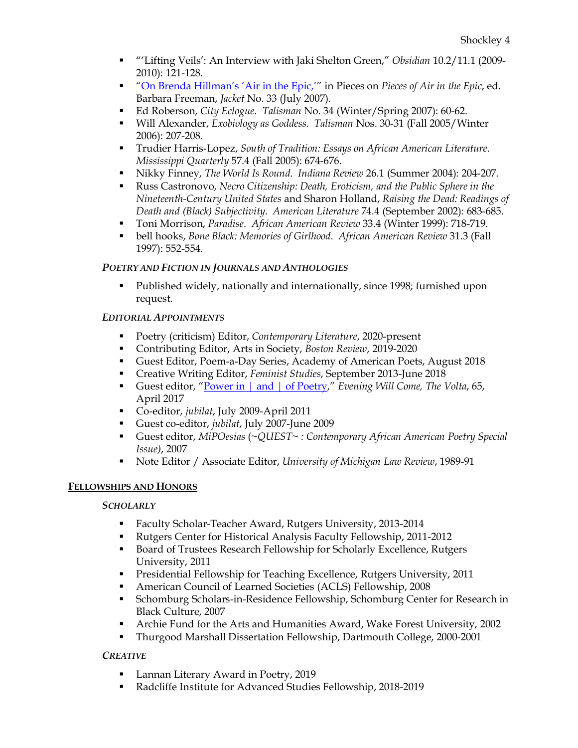- "'Lifting Veils': An Interview with Jaki Shelton Green," *Obsidian* 10.2/11.1 (2009-2010): 121-128.
- "On Brenda Hillman's 'Air in the Epic,'" in Pieces on *Pieces of Air in the Epic*, ed. Barbara Freeman, *Jacket* No. 33 (July 2007).
- Ed Roberson, *City Eclogue*. *Talisman* No. 34 (Winter/Spring 2007): 60-62.
- Will Alexander, *Exobiology as Goddess*. *Talisman* Nos. 30-31 (Fall 2005/Winter 2006): 207-208.
- Trudier Harris-Lopez, *South of Tradition: Essays on African American Literature*. *Mississippi Quarterly* 57.4 (Fall 2005): 674-676.
- Nikky Finney, *The World Is Round*. *Indiana Review* 26.1 (Summer 2004): 204-207.
- Russ Castronovo, *Necro Citizenship: Death, Eroticism, and the Public Sphere in the Nineteenth-Century United States* and Sharon Holland, *Raising the Dead: Readings of Death and (Black) Subjectivity*. *American Literature* 74.4 (September 2002): 683-685.
- Toni Morrison, *Paradise*. *African American Review* 33.4 (Winter 1999): 718-719.
- bell hooks, *Bone Black: Memories of Girlhood*. *African American Review* 31.3 (Fall 1997): 552-554.

#### *Poetry and Fiction in Journals and Anthologies*

- Published widely, nationally and internationally, since 1998; furnished upon request.

#### *Editorial Appointments*

- Poetry (criticism) Editor, *Contemporary Literature*, 2020-present
- Contributing Editor, Arts in Society, *Boston Review*, 2019-2020
- Guest Editor, Poem-a-Day Series, Academy of American Poets, August 2018
- Creative Writing Editor, *Feminist Studies*, September 2013-June 2018
- Guest editor, "Power in | and | of Poetry," *Evening Will Come, The Volta*, 65, April 2017
- Co-editor, *jubilat*, July 2009-April 2011
- Guest co-editor, *jubilat*, July 2007-June 2009
- Guest editor, *MiPOesias* (*~QUEST~ : Contemporary African American Poetry Special Issue)*, 2007
- Note Editor / Associate Editor, *University of Michigan Law Review*, 1989-91

### **Fellowships and Honors**

#### *Scholarly*

- Faculty Scholar-Teacher Award, Rutgers University, 2013-2014
- Rutgers Center for Historical Analysis Faculty Fellowship, 2011-2012
- Board of Trustees Research Fellowship for Scholarly Excellence, Rutgers University, 2011
- Presidential Fellowship for Teaching Excellence, Rutgers University, 2011
- American Council of Learned Societies (ACLS) Fellowship, 2008
- Schomburg Scholars-in-Residence Fellowship, Schomburg Center for Research in Black Culture, 2007
- Archie Fund for the Arts and Humanities Award, Wake Forest University, 2002
- Thurgood Marshall Dissertation Fellowship, Dartmouth College, 2000-2001

#### *Creative*

- Lannan Literary Award in Poetry, 2019
- Radcliffe Institute for Advanced Studies Fellowship, 2018-2019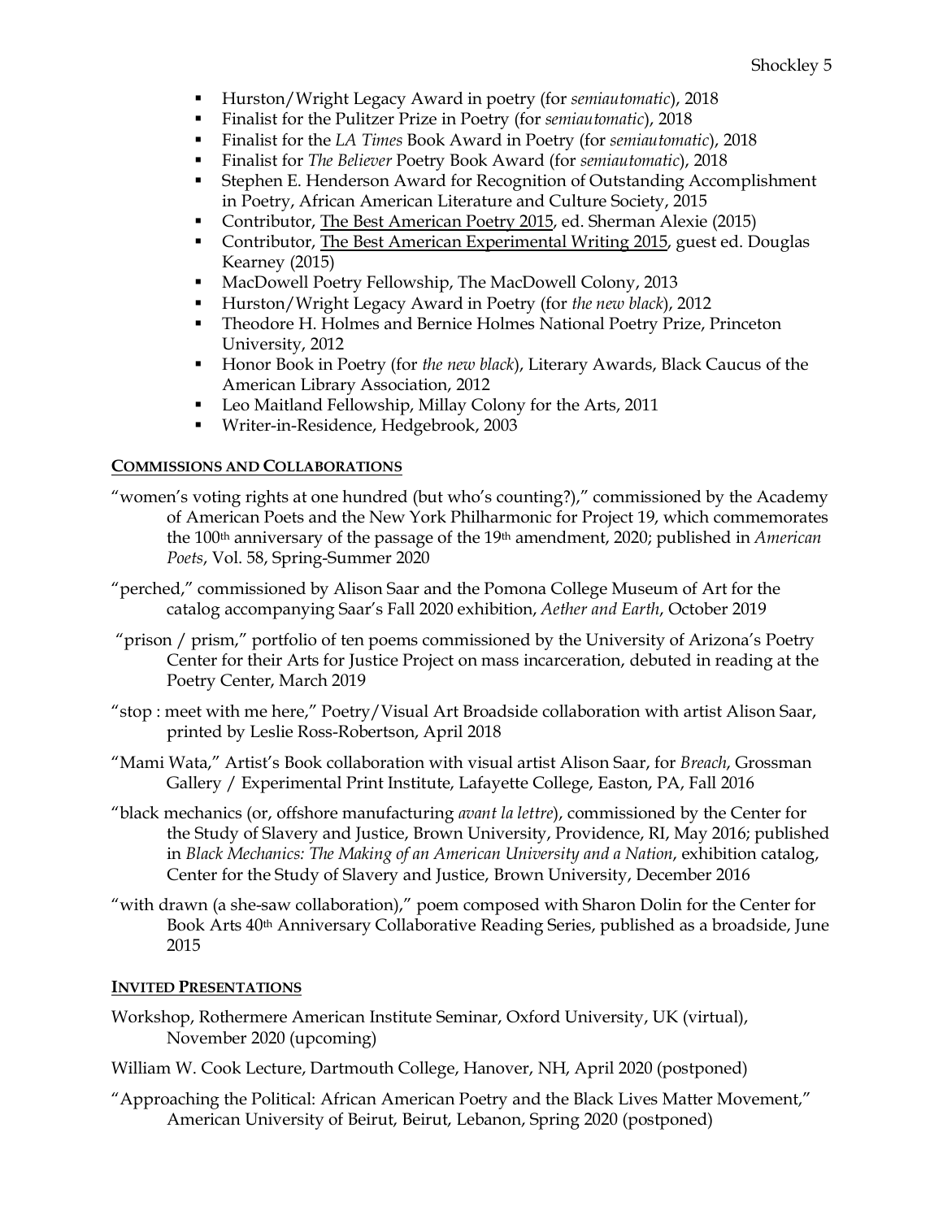- Hurston/Wright Legacy Award in poetry (for *semiautomatic*), 2018
- Finalist for the Pulitzer Prize in Poetry (for *semiautomatic*), 2018
- Finalist for the *LA Times* Book Award in Poetry (for *semiautomatic*), 2018
- Finalist for *The Believer* Poetry Book Award (for *semiautomatic*), 2018
- Stephen E. Henderson Award for Recognition of Outstanding Accomplishment in Poetry, African American Literature and Culture Society, 2015
- Contributor, The Best American Poetry 2015, ed. Sherman Alexie (2015)
- Contributor, The Best American Experimental Writing 2015, guest ed. Douglas Kearney (2015)
- MacDowell Poetry Fellowship, The MacDowell Colony, 2013
- Hurston/Wright Legacy Award in Poetry (for *the new black*), 2012
- Theodore H. Holmes and Bernice Holmes National Poetry Prize, Princeton University, 2012
- Honor Book in Poetry (for *the new black*), Literary Awards, Black Caucus of the American Library Association, 2012
- Leo Maitland Fellowship, Millay Colony for the Arts, 2011
- Writer-in-Residence, Hedgebrook, 2003

## COMMISSIONS AND COLLABORATIONS

"women's voting rights at one hundred (but who's counting?)," commissioned by the Academy of American Poets and the New York Philharmonic for Project 19, which commemorates the 100th anniversary of the passage of the 19th amendment, 2020; published in *American Poets*, Vol. 58, Spring-Summer 2020

"perched," commissioned by Alison Saar and the Pomona College Museum of Art for the catalog accompanying Saar's Fall 2020 exhibition, *Aether and Earth*, October 2019

"prison / prism," portfolio of ten poems commissioned by the University of Arizona's Poetry Center for their Arts for Justice Project on mass incarceration, debuted in reading at the Poetry Center, March 2019

"stop : meet with me here," Poetry/Visual Art Broadside collaboration with artist Alison Saar, printed by Leslie Ross-Robertson, April 2018

"Mami Wata," Artist's Book collaboration with visual artist Alison Saar, for *Breach*, Grossman Gallery / Experimental Print Institute, Lafayette College, Easton, PA, Fall 2016

"black mechanics (or, offshore manufacturing *avant la lettre*), commissioned by the Center for the Study of Slavery and Justice, Brown University, Providence, RI, May 2016; published in *Black Mechanics: The Making of an American University and a Nation*, exhibition catalog, Center for the Study of Slavery and Justice, Brown University, December 2016

"with drawn (a she-saw collaboration)," poem composed with Sharon Dolin for the Center for Book Arts 40th Anniversary Collaborative Reading Series, published as a broadside, June 2015

## INVITED PRESENTATIONS

Workshop, Rothermere American Institute Seminar, Oxford University, UK (virtual), November 2020 (upcoming)

William W. Cook Lecture, Dartmouth College, Hanover, NH, April 2020 (postponed)

"Approaching the Political: African American Poetry and the Black Lives Matter Movement," American University of Beirut, Beirut, Lebanon, Spring 2020 (postponed)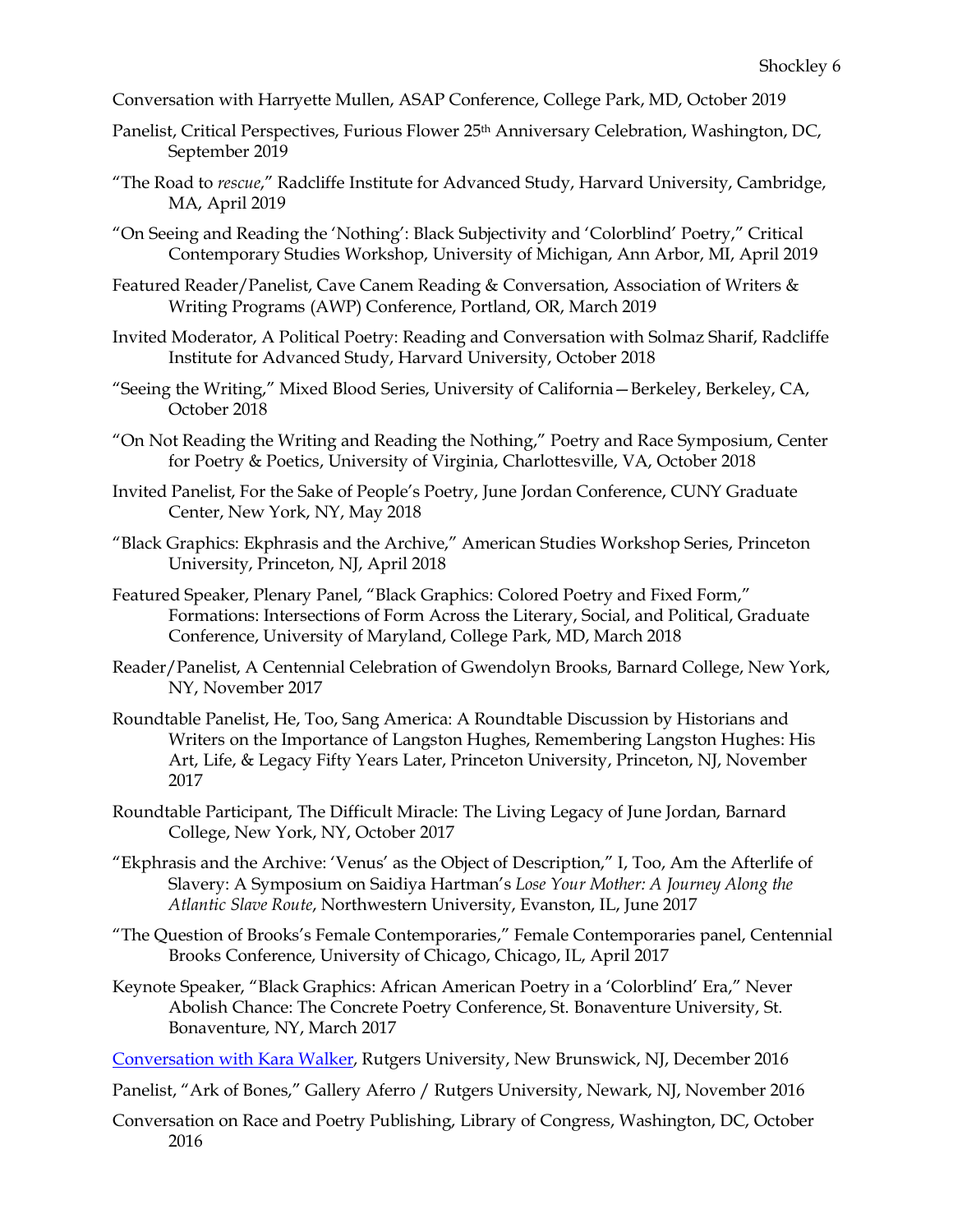Conversation with Harryette Mullen, ASAP Conference, College Park, MD, October 2019

Panelist, Critical Perspectives, Furious Flower 25th Anniversary Celebration, Washington, DC, September 2019

"The Road to *rescue*," Radcliffe Institute for Advanced Study, Harvard University, Cambridge, MA, April 2019

"On Seeing and Reading the 'Nothing': Black Subjectivity and 'Colorblind' Poetry," Critical Contemporary Studies Workshop, University of Michigan, Ann Arbor, MI, April 2019

Featured Reader/Panelist, Cave Canem Reading & Conversation, Association of Writers & Writing Programs (AWP) Conference, Portland, OR, March 2019

Invited Moderator, A Political Poetry: Reading and Conversation with Solmaz Sharif, Radcliffe Institute for Advanced Study, Harvard University, October 2018

"Seeing the Writing," Mixed Blood Series, University of California—Berkeley, Berkeley, CA, October 2018

"On Not Reading the Writing and Reading the Nothing," Poetry and Race Symposium, Center for Poetry & Poetics, University of Virginia, Charlottesville, VA, October 2018

Invited Panelist, For the Sake of People's Poetry, June Jordan Conference, CUNY Graduate Center, New York, NY, May 2018

"Black Graphics: Ekphrasis and the Archive," American Studies Workshop Series, Princeton University, Princeton, NJ, April 2018

Featured Speaker, Plenary Panel, "Black Graphics: Colored Poetry and Fixed Form," Formations: Intersections of Form Across the Literary, Social, and Political, Graduate Conference, University of Maryland, College Park, MD, March 2018

Reader/Panelist, A Centennial Celebration of Gwendolyn Brooks, Barnard College, New York, NY, November 2017

Roundtable Panelist, He, Too, Sang America: A Roundtable Discussion by Historians and Writers on the Importance of Langston Hughes, Remembering Langston Hughes: His Art, Life, & Legacy Fifty Years Later, Princeton University, Princeton, NJ, November 2017

Roundtable Participant, The Difficult Miracle: The Living Legacy of June Jordan, Barnard College, New York, NY, October 2017

"Ekphrasis and the Archive: 'Venus' as the Object of Description," I, Too, Am the Afterlife of Slavery: A Symposium on Saidiya Hartman's *Lose Your Mother: A Journey Along the Atlantic Slave Route*, Northwestern University, Evanston, IL, June 2017

"The Question of Brooks's Female Contemporaries," Female Contemporaries panel, Centennial Brooks Conference, University of Chicago, Chicago, IL, April 2017

Keynote Speaker, "Black Graphics: African American Poetry in a 'Colorblind' Era," Never Abolish Chance: The Concrete Poetry Conference, St. Bonaventure University, St. Bonaventure, NY, March 2017

Conversation with Kara Walker, Rutgers University, New Brunswick, NJ, December 2016

Panelist, "Ark of Bones," Gallery Aferro / Rutgers University, Newark, NJ, November 2016

Conversation on Race and Poetry Publishing, Library of Congress, Washington, DC, October 2016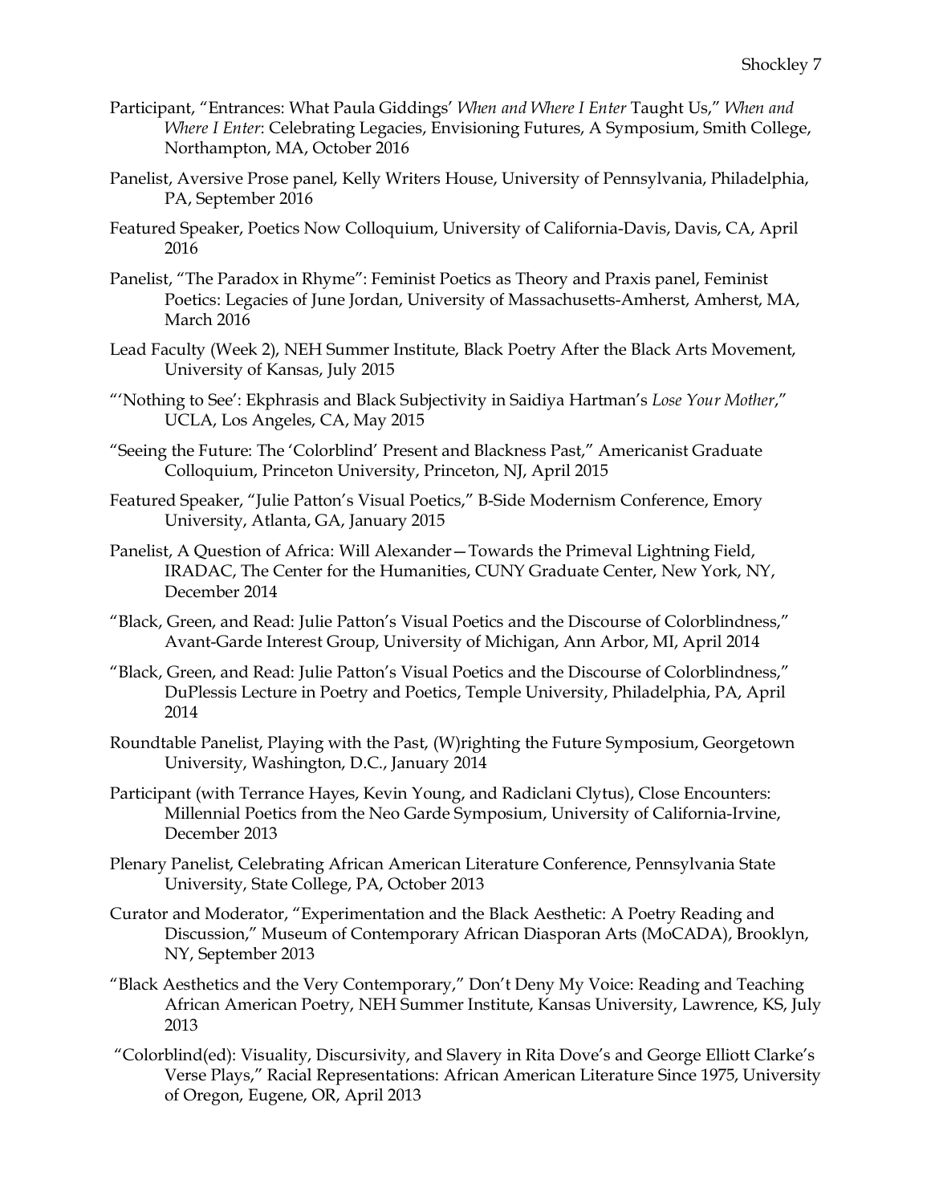Participant, "Entrances: What Paula Giddings' *When and Where I Enter* Taught Us," *When and Where I Enter*: Celebrating Legacies, Envisioning Futures, A Symposium, Smith College, Northampton, MA, October 2016

Panelist, Aversive Prose panel, Kelly Writers House, University of Pennsylvania, Philadelphia, PA, September 2016

Featured Speaker, Poetics Now Colloquium, University of California-Davis, Davis, CA, April 2016

Panelist, "The Paradox in Rhyme": Feminist Poetics as Theory and Praxis panel, Feminist Poetics: Legacies of June Jordan, University of Massachusetts-Amherst, Amherst, MA, March 2016

Lead Faculty (Week 2), NEH Summer Institute, Black Poetry After the Black Arts Movement, University of Kansas, July 2015

"'Nothing to See': Ekphrasis and Black Subjectivity in Saidiya Hartman's *Lose Your Mother*," UCLA, Los Angeles, CA, May 2015

"Seeing the Future: The 'Colorblind' Present and Blackness Past," Americanist Graduate Colloquium, Princeton University, Princeton, NJ, April 2015

Featured Speaker, "Julie Patton's Visual Poetics," B-Side Modernism Conference, Emory University, Atlanta, GA, January 2015

Panelist, A Question of Africa: Will Alexander—Towards the Primeval Lightning Field, IRADAC, The Center for the Humanities, CUNY Graduate Center, New York, NY, December 2014

"Black, Green, and Read: Julie Patton's Visual Poetics and the Discourse of Colorblindness," Avant-Garde Interest Group, University of Michigan, Ann Arbor, MI, April 2014

"Black, Green, and Read: Julie Patton's Visual Poetics and the Discourse of Colorblindness," DuPlessis Lecture in Poetry and Poetics, Temple University, Philadelphia, PA, April 2014

Roundtable Panelist, Playing with the Past, (W)righting the Future Symposium, Georgetown University, Washington, D.C., January 2014

Participant (with Terrance Hayes, Kevin Young, and Radiclani Clytus), Close Encounters: Millennial Poetics from the Neo Garde Symposium, University of California-Irvine, December 2013

Plenary Panelist, Celebrating African American Literature Conference, Pennsylvania State University, State College, PA, October 2013

Curator and Moderator, "Experimentation and the Black Aesthetic: A Poetry Reading and Discussion," Museum of Contemporary African Diasporan Arts (MoCADA), Brooklyn, NY, September 2013

"Black Aesthetics and the Very Contemporary," Don't Deny My Voice: Reading and Teaching African American Poetry, NEH Summer Institute, Kansas University, Lawrence, KS, July 2013

"Colorblind(ed): Visuality, Discursivity, and Slavery in Rita Dove's and George Elliott Clarke's Verse Plays," Racial Representations: African American Literature Since 1975, University of Oregon, Eugene, OR, April 2013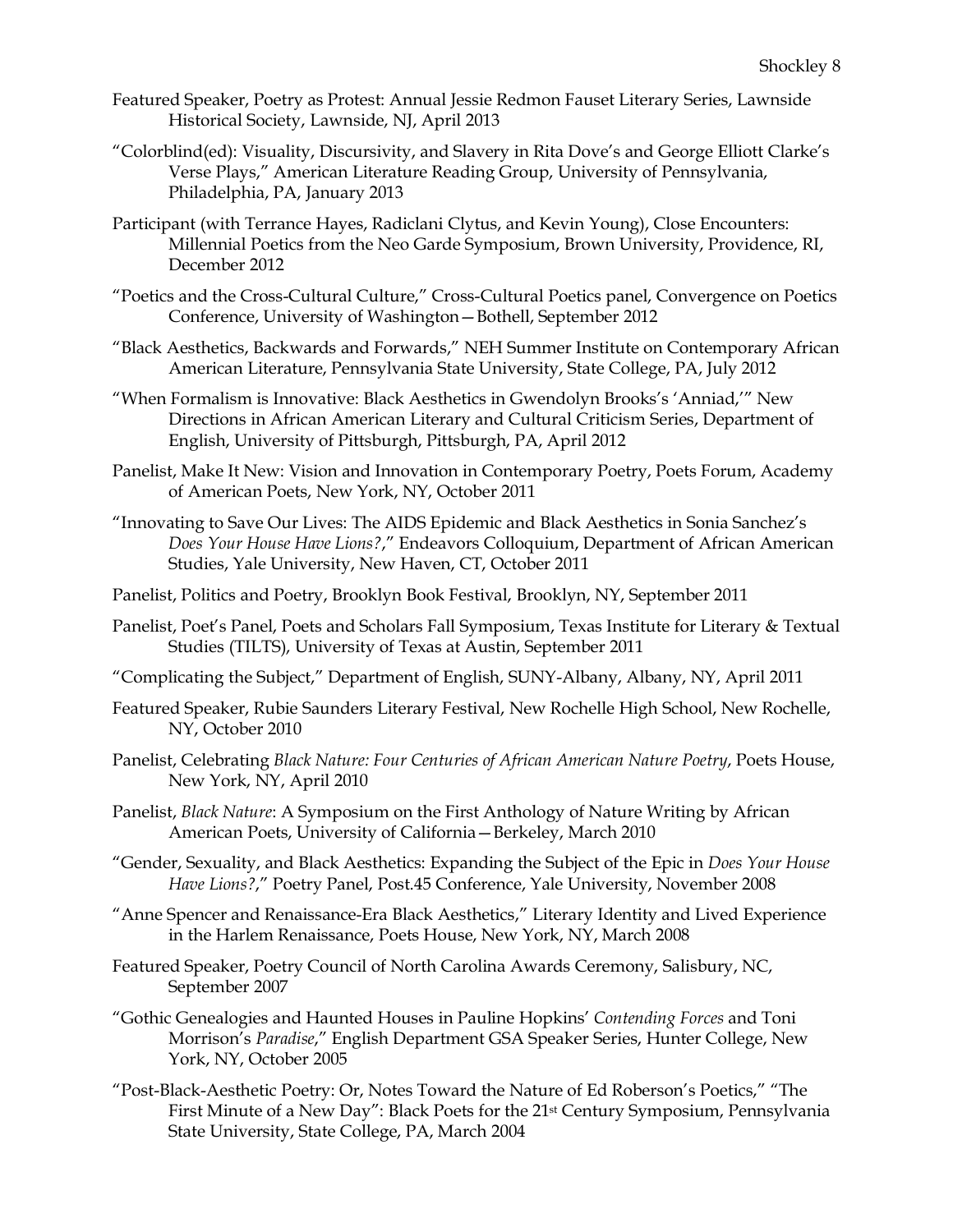Featured Speaker, Poetry as Protest: Annual Jessie Redmon Fauset Literary Series, Lawnside Historical Society, Lawnside, NJ, April 2013

"Colorblind(ed): Visuality, Discursivity, and Slavery in Rita Dove's and George Elliott Clarke's Verse Plays," American Literature Reading Group, University of Pennsylvania, Philadelphia, PA, January 2013

Participant (with Terrance Hayes, Radiclani Clytus, and Kevin Young), Close Encounters: Millennial Poetics from the Neo Garde Symposium, Brown University, Providence, RI, December 2012

"Poetics and the Cross-Cultural Culture," Cross-Cultural Poetics panel, Convergence on Poetics Conference, University of Washington—Bothell, September 2012

"Black Aesthetics, Backwards and Forwards," NEH Summer Institute on Contemporary African American Literature, Pennsylvania State University, State College, PA, July 2012

"When Formalism is Innovative: Black Aesthetics in Gwendolyn Brooks's 'Anniad,'" New Directions in African American Literary and Cultural Criticism Series, Department of English, University of Pittsburgh, Pittsburgh, PA, April 2012

Panelist, Make It New: Vision and Innovation in Contemporary Poetry, Poets Forum, Academy of American Poets, New York, NY, October 2011

"Innovating to Save Our Lives: The AIDS Epidemic and Black Aesthetics in Sonia Sanchez's *Does Your House Have Lions?*," Endeavors Colloquium, Department of African American Studies, Yale University, New Haven, CT, October 2011

Panelist, Politics and Poetry, Brooklyn Book Festival, Brooklyn, NY, September 2011

Panelist, Poet's Panel, Poets and Scholars Fall Symposium, Texas Institute for Literary & Textual Studies (TILTS), University of Texas at Austin, September 2011

"Complicating the Subject," Department of English, SUNY-Albany, Albany, NY, April 2011

Featured Speaker, Rubie Saunders Literary Festival, New Rochelle High School, New Rochelle, NY, October 2010

Panelist, Celebrating *Black Nature: Four Centuries of African American Nature Poetry*, Poets House, New York, NY, April 2010

Panelist, *Black Nature*: A Symposium on the First Anthology of Nature Writing by African American Poets, University of California—Berkeley, March 2010

"Gender, Sexuality, and Black Aesthetics: Expanding the Subject of the Epic in *Does Your House Have Lions?*," Poetry Panel, Post.45 Conference, Yale University, November 2008

"Anne Spencer and Renaissance-Era Black Aesthetics," Literary Identity and Lived Experience in the Harlem Renaissance, Poets House, New York, NY, March 2008

Featured Speaker, Poetry Council of North Carolina Awards Ceremony, Salisbury, NC, September 2007

"Gothic Genealogies and Haunted Houses in Pauline Hopkins' *Contending Forces* and Toni Morrison's *Paradise*," English Department GSA Speaker Series, Hunter College, New York, NY, October 2005

"Post-Black-Aesthetic Poetry: Or, Notes Toward the Nature of Ed Roberson's Poetics," "The First Minute of a New Day": Black Poets for the 21st Century Symposium, Pennsylvania State University, State College, PA, March 2004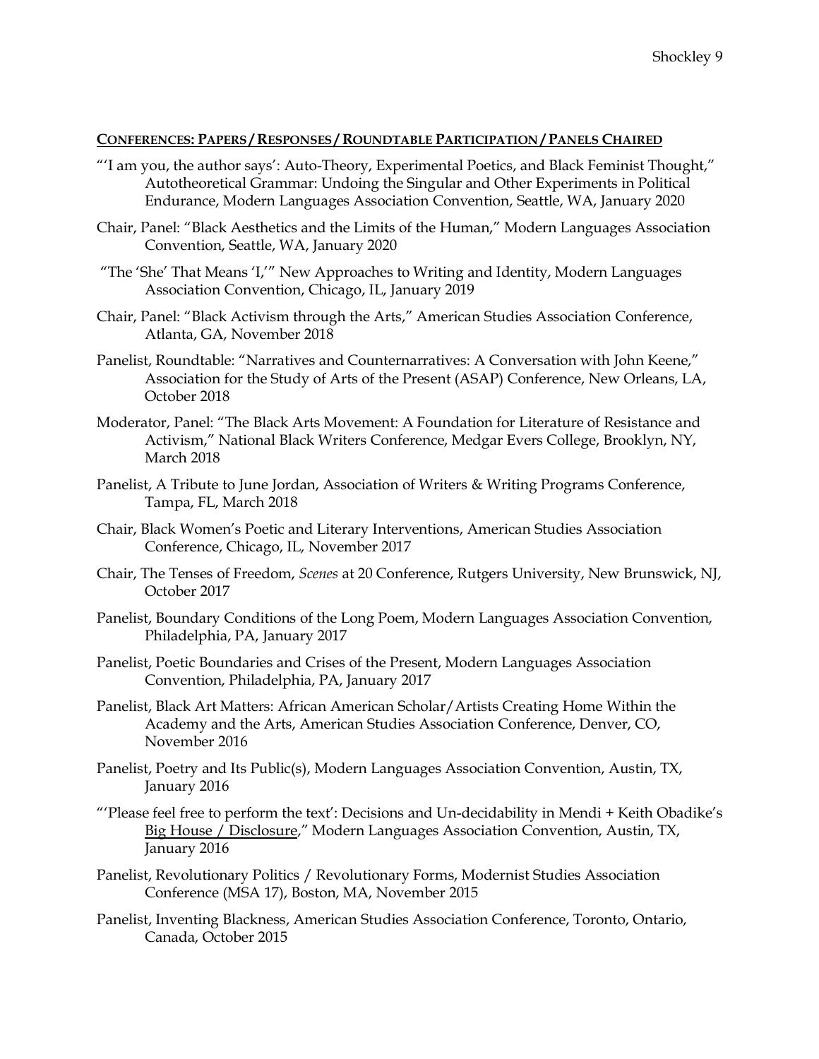**CONFERENCES: PAPERS / RESPONSES / ROUNDTABLE PARTICIPATION / PANELS CHAIRED**

"'I am you, the author says': Auto-Theory, Experimental Poetics, and Black Feminist Thought," Autotheoretical Grammar: Undoing the Singular and Other Experiments in Political Endurance, Modern Languages Association Convention, Seattle, WA, January 2020

Chair, Panel: "Black Aesthetics and the Limits of the Human," Modern Languages Association Convention, Seattle, WA, January 2020

"The 'She' That Means 'I,'" New Approaches to Writing and Identity, Modern Languages Association Convention, Chicago, IL, January 2019

Chair, Panel: "Black Activism through the Arts," American Studies Association Conference, Atlanta, GA, November 2018

Panelist, Roundtable: "Narratives and Counternarratives: A Conversation with John Keene," Association for the Study of Arts of the Present (ASAP) Conference, New Orleans, LA, October 2018

Moderator, Panel: "The Black Arts Movement: A Foundation for Literature of Resistance and Activism," National Black Writers Conference, Medgar Evers College, Brooklyn, NY, March 2018

Panelist, A Tribute to June Jordan, Association of Writers & Writing Programs Conference, Tampa, FL, March 2018

Chair, Black Women's Poetic and Literary Interventions, American Studies Association Conference, Chicago, IL, November 2017

Chair, The Tenses of Freedom, *Scenes* at 20 Conference, Rutgers University, New Brunswick, NJ, October 2017

Panelist, Boundary Conditions of the Long Poem, Modern Languages Association Convention, Philadelphia, PA, January 2017

Panelist, Poetic Boundaries and Crises of the Present, Modern Languages Association Convention, Philadelphia, PA, January 2017

Panelist, Black Art Matters: African American Scholar/Artists Creating Home Within the Academy and the Arts, American Studies Association Conference, Denver, CO, November 2016

Panelist, Poetry and Its Public(s), Modern Languages Association Convention, Austin, TX, January 2016

"'Please feel free to perform the text': Decisions and Un-decidability in Mendi + Keith Obadike's Big House / Disclosure," Modern Languages Association Convention, Austin, TX, January 2016

Panelist, Revolutionary Politics / Revolutionary Forms, Modernist Studies Association Conference (MSA 17), Boston, MA, November 2015

Panelist, Inventing Blackness, American Studies Association Conference, Toronto, Ontario, Canada, October 2015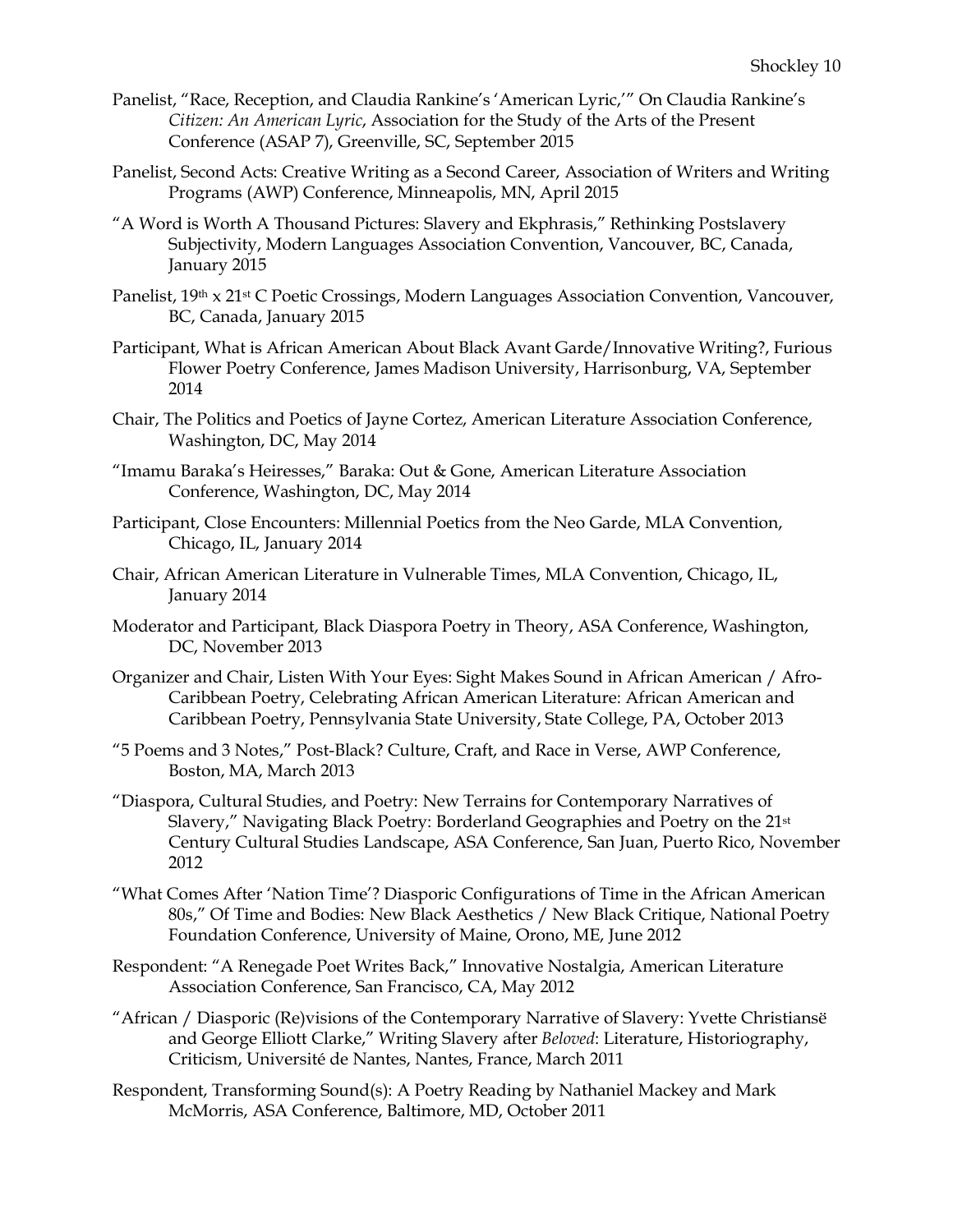Panelist, "Race, Reception, and Claudia Rankine's 'American Lyric,'" On Claudia Rankine's *Citizen: An American Lyric*, Association for the Study of the Arts of the Present Conference (ASAP 7), Greenville, SC, September 2015

Panelist, Second Acts: Creative Writing as a Second Career, Association of Writers and Writing Programs (AWP) Conference, Minneapolis, MN, April 2015

"A Word is Worth A Thousand Pictures: Slavery and Ekphrasis," Rethinking Postslavery Subjectivity, Modern Languages Association Convention, Vancouver, BC, Canada, January 2015

Panelist, 19th x 21st C Poetic Crossings, Modern Languages Association Convention, Vancouver, BC, Canada, January 2015

Participant, What is African American About Black Avant Garde/Innovative Writing?, Furious Flower Poetry Conference, James Madison University, Harrisonburg, VA, September 2014

Chair, The Politics and Poetics of Jayne Cortez, American Literature Association Conference, Washington, DC, May 2014

"Imamu Baraka's Heiresses," Baraka: Out & Gone, American Literature Association Conference, Washington, DC, May 2014

Participant, Close Encounters: Millennial Poetics from the Neo Garde, MLA Convention, Chicago, IL, January 2014

Chair, African American Literature in Vulnerable Times, MLA Convention, Chicago, IL, January 2014

Moderator and Participant, Black Diaspora Poetry in Theory, ASA Conference, Washington, DC, November 2013

Organizer and Chair, Listen With Your Eyes: Sight Makes Sound in African American / Afro-Caribbean Poetry, Celebrating African American Literature: African American and Caribbean Poetry, Pennsylvania State University, State College, PA, October 2013

"5 Poems and 3 Notes," Post-Black? Culture, Craft, and Race in Verse, AWP Conference, Boston, MA, March 2013

"Diaspora, Cultural Studies, and Poetry: New Terrains for Contemporary Narratives of Slavery," Navigating Black Poetry: Borderland Geographies and Poetry on the 21st Century Cultural Studies Landscape, ASA Conference, San Juan, Puerto Rico, November 2012

"What Comes After 'Nation Time'? Diasporic Configurations of Time in the African American 80s," Of Time and Bodies: New Black Aesthetics / New Black Critique, National Poetry Foundation Conference, University of Maine, Orono, ME, June 2012

Respondent: "A Renegade Poet Writes Back," Innovative Nostalgia, American Literature Association Conference, San Francisco, CA, May 2012

"African / Diasporic (Re)visions of the Contemporary Narrative of Slavery: Yvette Christiansë and George Elliott Clarke," Writing Slavery after *Beloved*: Literature, Historiography, Criticism, Université de Nantes, Nantes, France, March 2011

Respondent, Transforming Sound(s): A Poetry Reading by Nathaniel Mackey and Mark McMorris, ASA Conference, Baltimore, MD, October 2011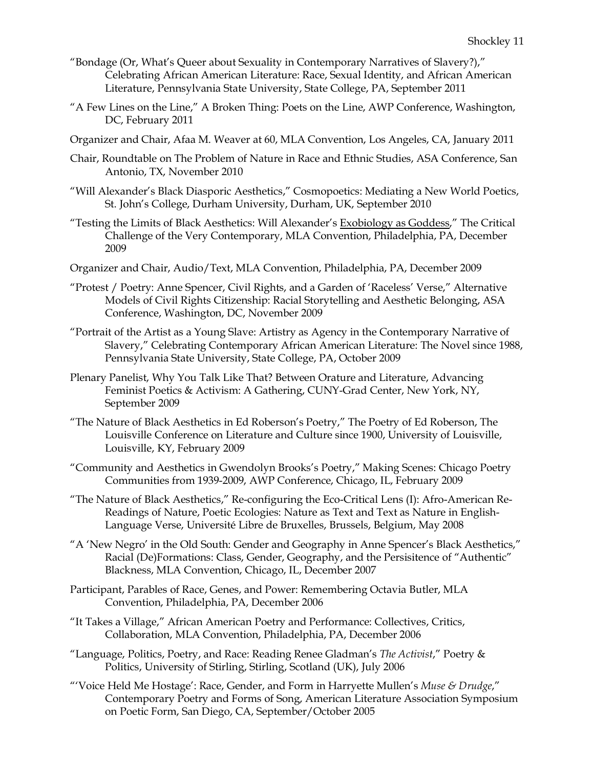"Bondage (Or, What's Queer about Sexuality in Contemporary Narratives of Slavery?)," Celebrating African American Literature: Race, Sexual Identity, and African American Literature, Pennsylvania State University, State College, PA, September 2011

"A Few Lines on the Line," A Broken Thing: Poets on the Line, AWP Conference, Washington, DC, February 2011

Organizer and Chair, Afaa M. Weaver at 60, MLA Convention, Los Angeles, CA, January 2011

Chair, Roundtable on The Problem of Nature in Race and Ethnic Studies, ASA Conference, San Antonio, TX, November 2010

"Will Alexander's Black Diasporic Aesthetics," Cosmopoetics: Mediating a New World Poetics, St. John's College, Durham University, Durham, UK, September 2010

"Testing the Limits of Black Aesthetics: Will Alexander's <u>Exobiology as Goddess</u>," The Critical Challenge of the Very Contemporary, MLA Convention, Philadelphia, PA, December 2009

Organizer and Chair, Audio/Text, MLA Convention, Philadelphia, PA, December 2009

"Protest / Poetry: Anne Spencer, Civil Rights, and a Garden of 'Raceless' Verse," Alternative Models of Civil Rights Citizenship: Racial Storytelling and Aesthetic Belonging, ASA Conference, Washington, DC, November 2009

"Portrait of the Artist as a Young Slave: Artistry as Agency in the Contemporary Narrative of Slavery," Celebrating Contemporary African American Literature: The Novel since 1988, Pennsylvania State University, State College, PA, October 2009

Plenary Panelist, Why You Talk Like That? Between Orature and Literature, Advancing Feminist Poetics & Activism: A Gathering, CUNY-Grad Center, New York, NY, September 2009

"The Nature of Black Aesthetics in Ed Roberson's Poetry," The Poetry of Ed Roberson, The Louisville Conference on Literature and Culture since 1900, University of Louisville, Louisville, KY, February 2009

"Community and Aesthetics in Gwendolyn Brooks's Poetry," Making Scenes: Chicago Poetry Communities from 1939-2009, AWP Conference, Chicago, IL, February 2009

"The Nature of Black Aesthetics," Re-configuring the Eco-Critical Lens (I): Afro-American Re-Readings of Nature, Poetic Ecologies: Nature as Text and Text as Nature in English-Language Verse, Université Libre de Bruxelles, Brussels, Belgium, May 2008

"A 'New Negro' in the Old South: Gender and Geography in Anne Spencer's Black Aesthetics," Racial (De)Formations: Class, Gender, Geography, and the Persisitence of "Authentic" Blackness, MLA Convention, Chicago, IL, December 2007

Participant, Parables of Race, Genes, and Power: Remembering Octavia Butler, MLA Convention, Philadelphia, PA, December 2006

"It Takes a Village," African American Poetry and Performance: Collectives, Critics, Collaboration, MLA Convention, Philadelphia, PA, December 2006

"Language, Politics, Poetry, and Race: Reading Renee Gladman's *The Activist*," Poetry & Politics, University of Stirling, Stirling, Scotland (UK), July 2006

"'Voice Held Me Hostage': Race, Gender, and Form in Harryette Mullen's *Muse & Drudge*," Contemporary Poetry and Forms of Song, American Literature Association Symposium on Poetic Form, San Diego, CA, September/October 2005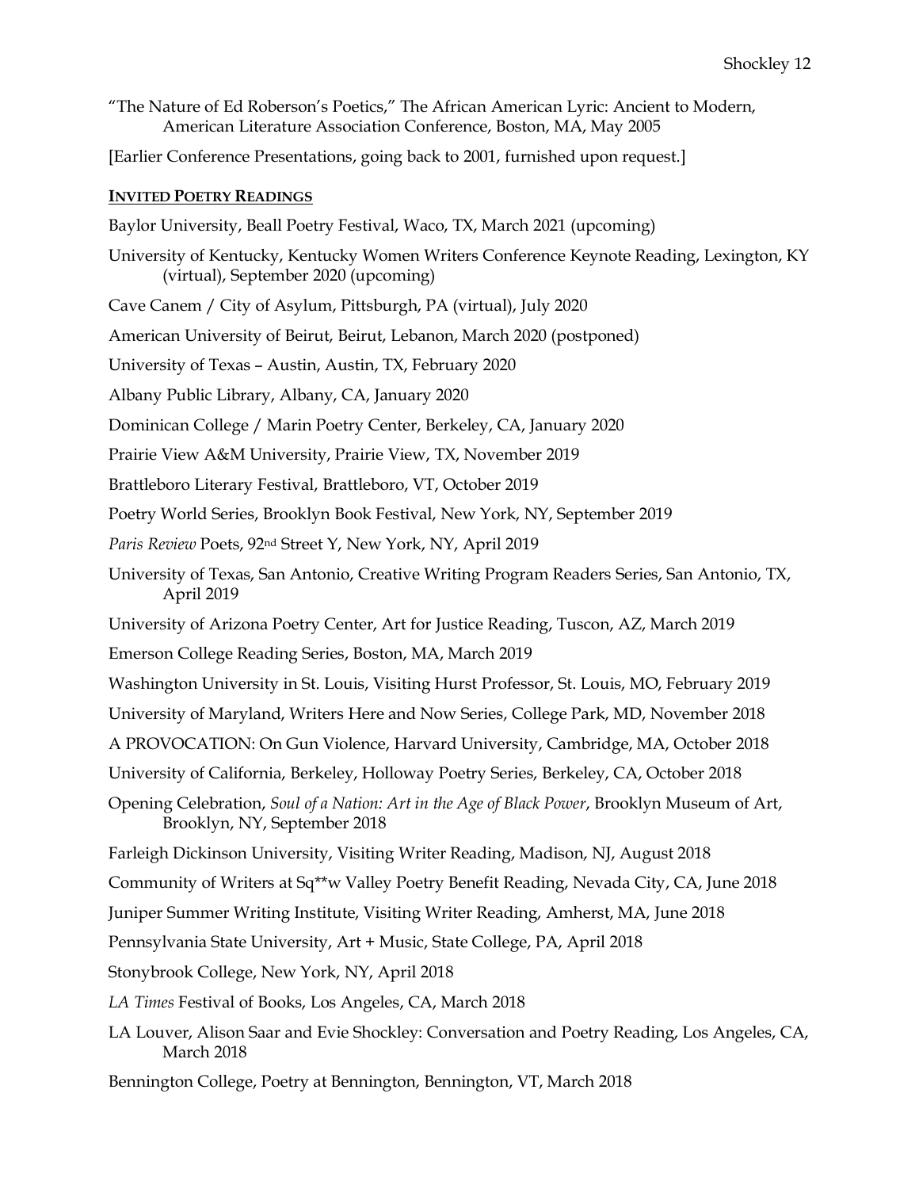"The Nature of Ed Roberson's Poetics," The African American Lyric: Ancient to Modern, American Literature Association Conference, Boston, MA, May 2005

[Earlier Conference Presentations, going back to 2001, furnished upon request.]

## INVITED POETRY READINGS

Baylor University, Beall Poetry Festival, Waco, TX, March 2021 (upcoming)

University of Kentucky, Kentucky Women Writers Conference Keynote Reading, Lexington, KY (virtual), September 2020 (upcoming)

Cave Canem / City of Asylum, Pittsburgh, PA (virtual), July 2020

American University of Beirut, Beirut, Lebanon, March 2020 (postponed)

University of Texas – Austin, Austin, TX, February 2020

Albany Public Library, Albany, CA, January 2020

Dominican College / Marin Poetry Center, Berkeley, CA, January 2020

Prairie View A&M University, Prairie View, TX, November 2019

Brattleboro Literary Festival, Brattleboro, VT, October 2019

Poetry World Series, Brooklyn Book Festival, New York, NY, September 2019

*Paris Review* Poets, 92nd Street Y, New York, NY, April 2019

University of Texas, San Antonio, Creative Writing Program Readers Series, San Antonio, TX, April 2019

University of Arizona Poetry Center, Art for Justice Reading, Tuscon, AZ, March 2019

Emerson College Reading Series, Boston, MA, March 2019

Washington University in St. Louis, Visiting Hurst Professor, St. Louis, MO, February 2019

University of Maryland, Writers Here and Now Series, College Park, MD, November 2018

A PROVOCATION: On Gun Violence, Harvard University, Cambridge, MA, October 2018

University of California, Berkeley, Holloway Poetry Series, Berkeley, CA, October 2018

Opening Celebration, *Soul of a Nation: Art in the Age of Black Power*, Brooklyn Museum of Art, Brooklyn, NY, September 2018

Farleigh Dickinson University, Visiting Writer Reading, Madison, NJ, August 2018

Community of Writers at Sq**w Valley Poetry Benefit Reading, Nevada City, CA, June 2018

Juniper Summer Writing Institute, Visiting Writer Reading, Amherst, MA, June 2018

Pennsylvania State University, Art + Music, State College, PA, April 2018

Stonybrook College, New York, NY, April 2018

*LA Times* Festival of Books, Los Angeles, CA, March 2018

LA Louver, Alison Saar and Evie Shockley: Conversation and Poetry Reading, Los Angeles, CA, March 2018

Bennington College, Poetry at Bennington, Bennington, VT, March 2018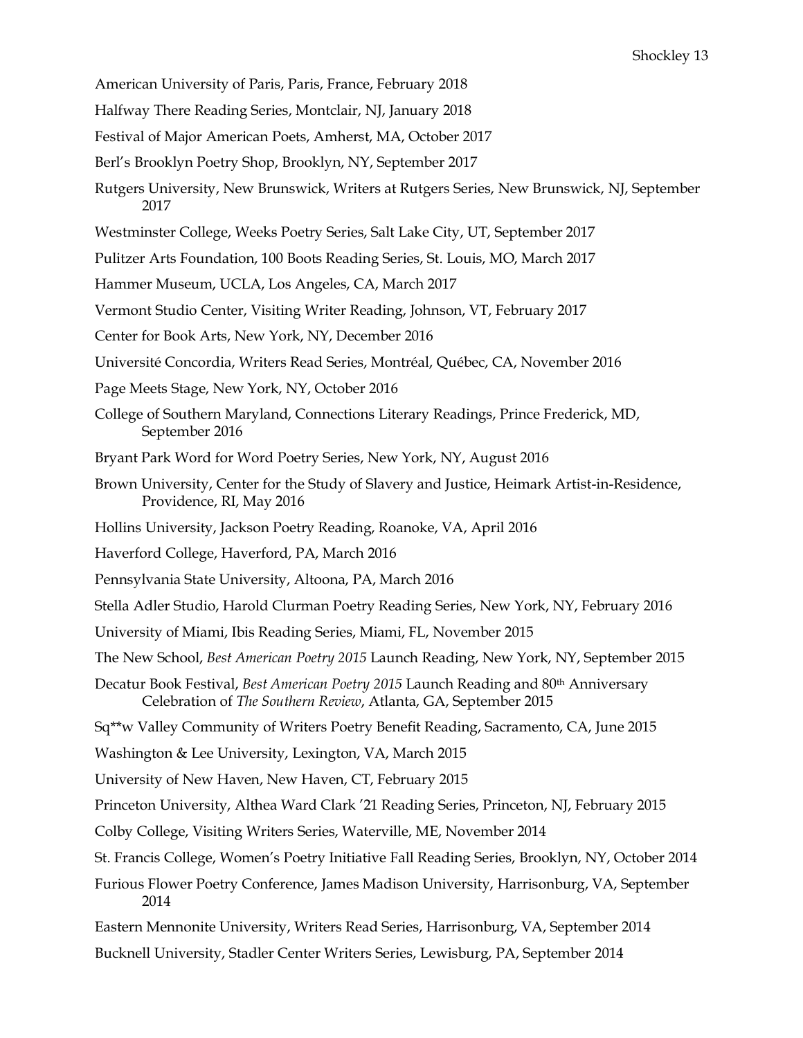American University of Paris, Paris, France, February 2018

Halfway There Reading Series, Montclair, NJ, January 2018

Festival of Major American Poets, Amherst, MA, October 2017

Berl's Brooklyn Poetry Shop, Brooklyn, NY, September 2017

Rutgers University, New Brunswick, Writers at Rutgers Series, New Brunswick, NJ, September 2017

Westminster College, Weeks Poetry Series, Salt Lake City, UT, September 2017

Pulitzer Arts Foundation, 100 Boots Reading Series, St. Louis, MO, March 2017

Hammer Museum, UCLA, Los Angeles, CA, March 2017

Vermont Studio Center, Visiting Writer Reading, Johnson, VT, February 2017

Center for Book Arts, New York, NY, December 2016

Université Concordia, Writers Read Series, Montréal, Québec, CA, November 2016

Page Meets Stage, New York, NY, October 2016

College of Southern Maryland, Connections Literary Readings, Prince Frederick, MD, September 2016

Bryant Park Word for Word Poetry Series, New York, NY, August 2016

Brown University, Center for the Study of Slavery and Justice, Heimark Artist-in-Residence, Providence, RI, May 2016

Hollins University, Jackson Poetry Reading, Roanoke, VA, April 2016

Haverford College, Haverford, PA, March 2016

Pennsylvania State University, Altoona, PA, March 2016

Stella Adler Studio, Harold Clurman Poetry Reading Series, New York, NY, February 2016

University of Miami, Ibis Reading Series, Miami, FL, November 2015

The New School, *Best American Poetry 2015* Launch Reading, New York, NY, September 2015

Decatur Book Festival, *Best American Poetry 2015* Launch Reading and 80th Anniversary Celebration of *The Southern Review*, Atlanta, GA, September 2015

Sq**w Valley Community of Writers Poetry Benefit Reading, Sacramento, CA, June 2015

Washington & Lee University, Lexington, VA, March 2015

University of New Haven, New Haven, CT, February 2015

Princeton University, Althea Ward Clark '21 Reading Series, Princeton, NJ, February 2015

Colby College, Visiting Writers Series, Waterville, ME, November 2014

St. Francis College, Women's Poetry Initiative Fall Reading Series, Brooklyn, NY, October 2014

Furious Flower Poetry Conference, James Madison University, Harrisonburg, VA, September 2014

Eastern Mennonite University, Writers Read Series, Harrisonburg, VA, September 2014

Bucknell University, Stadler Center Writers Series, Lewisburg, PA, September 2014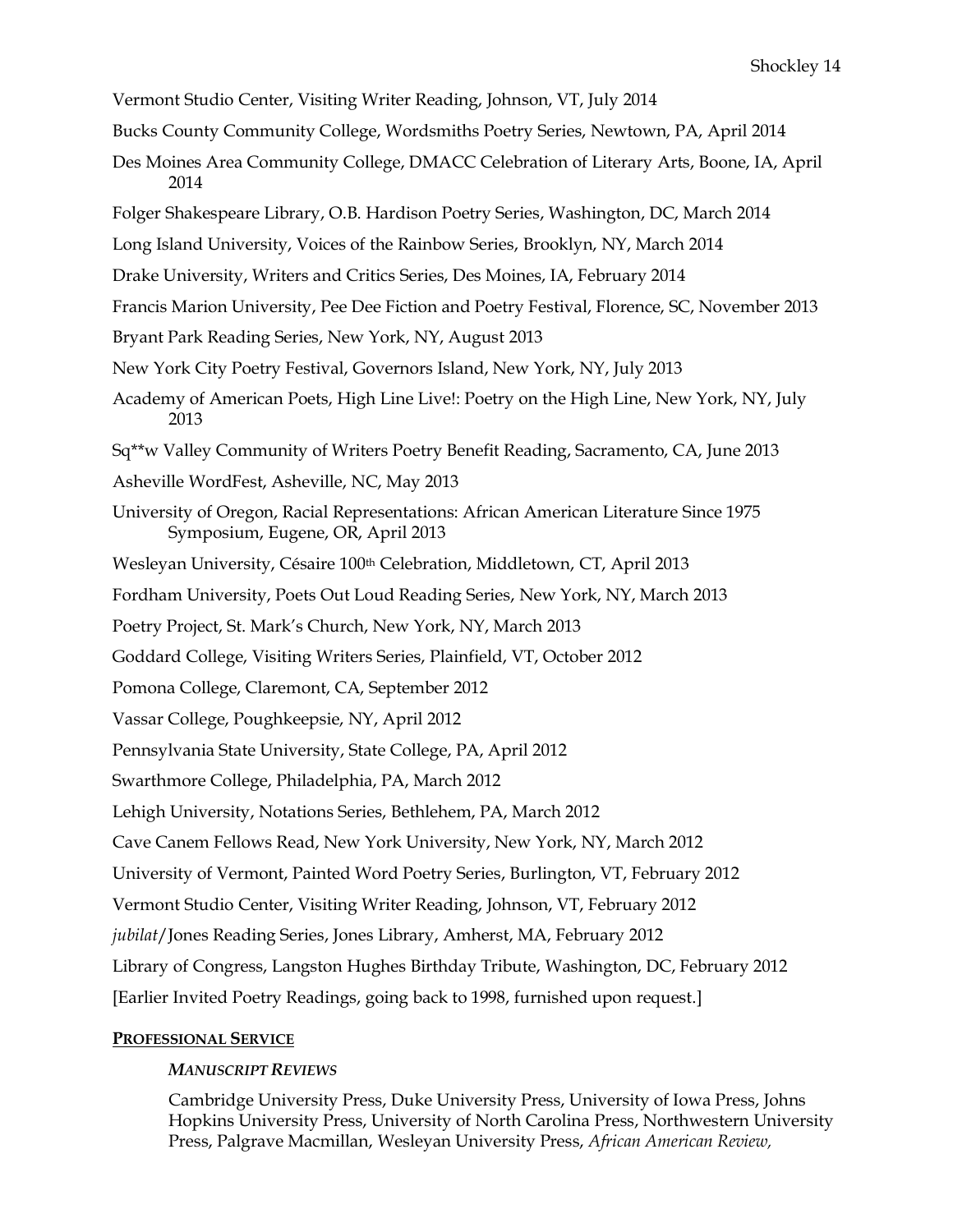Vermont Studio Center, Visiting Writer Reading, Johnson, VT, July 2014

Bucks County Community College, Wordsmiths Poetry Series, Newtown, PA, April 2014

Des Moines Area Community College, DMACC Celebration of Literary Arts, Boone, IA, April 2014

Folger Shakespeare Library, O.B. Hardison Poetry Series, Washington, DC, March 2014

Long Island University, Voices of the Rainbow Series, Brooklyn, NY, March 2014

Drake University, Writers and Critics Series, Des Moines, IA, February 2014

Francis Marion University, Pee Dee Fiction and Poetry Festival, Florence, SC, November 2013

Bryant Park Reading Series, New York, NY, August 2013

New York City Poetry Festival, Governors Island, New York, NY, July 2013

Academy of American Poets, High Line Live!: Poetry on the High Line, New York, NY, July 2013

Sq**w Valley Community of Writers Poetry Benefit Reading, Sacramento, CA, June 2013

Asheville WordFest, Asheville, NC, May 2013

University of Oregon, Racial Representations: African American Literature Since 1975 Symposium, Eugene, OR, April 2013

Wesleyan University, Césaire 100th Celebration, Middletown, CT, April 2013

Fordham University, Poets Out Loud Reading Series, New York, NY, March 2013

Poetry Project, St. Mark's Church, New York, NY, March 2013

Goddard College, Visiting Writers Series, Plainfield, VT, October 2012

Pomona College, Claremont, CA, September 2012

Vassar College, Poughkeepsie, NY, April 2012

Pennsylvania State University, State College, PA, April 2012

Swarthmore College, Philadelphia, PA, March 2012

Lehigh University, Notations Series, Bethlehem, PA, March 2012

Cave Canem Fellows Read, New York University, New York, NY, March 2012

University of Vermont, Painted Word Poetry Series, Burlington, VT, February 2012

Vermont Studio Center, Visiting Writer Reading, Johnson, VT, February 2012

*jubilat*/Jones Reading Series, Jones Library, Amherst, MA, February 2012

Library of Congress, Langston Hughes Birthday Tribute, Washington, DC, February 2012

[Earlier Invited Poetry Readings, going back to 1998, furnished upon request.]

## PROFESSIONAL SERVICE

### *MANUSCRIPT REVIEWS*

Cambridge University Press, Duke University Press, University of Iowa Press, Johns Hopkins University Press, University of North Carolina Press, Northwestern University Press, Palgrave Macmillan, Wesleyan University Press, *African American Review,*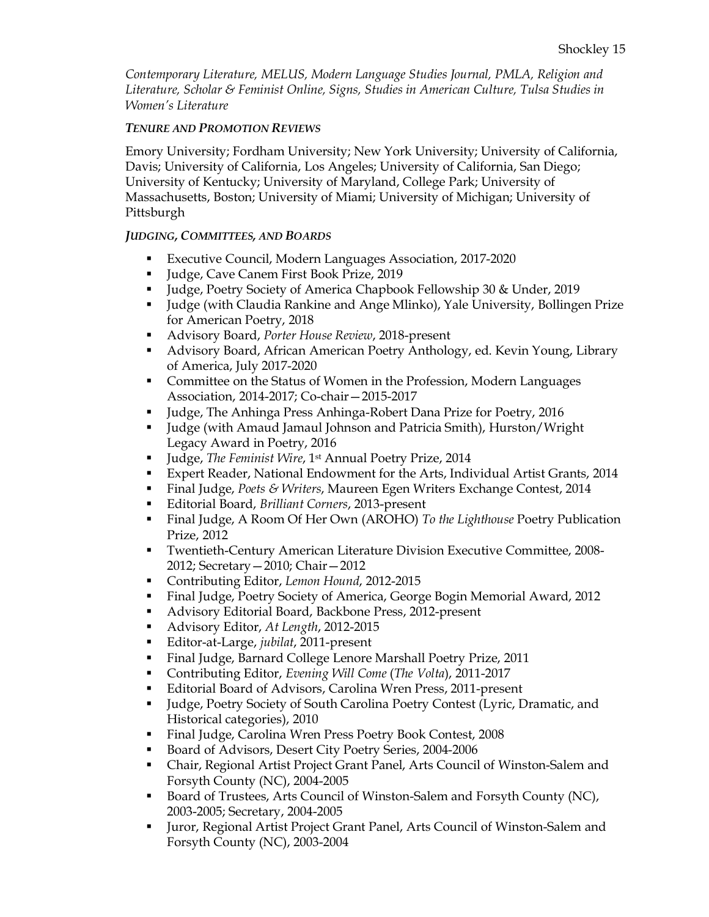*Contemporary Literature, MELUS, Modern Language Studies Journal, PMLA, Religion and Literature, Scholar & Feminist Online, Signs, Studies in American Culture, Tulsa Studies in Women's Literature*

***TENURE AND PROMOTION REVIEWS***

Emory University; Fordham University; New York University; University of California, Davis; University of California, Los Angeles; University of California, San Diego; University of Kentucky; University of Maryland, College Park; University of Massachusetts, Boston; University of Miami; University of Michigan; University of Pittsburgh

***JUDGING, COMMITTEES, AND BOARDS***

- Executive Council, Modern Languages Association, 2017-2020
- Judge, Cave Canem First Book Prize, 2019
- Judge, Poetry Society of America Chapbook Fellowship 30 & Under, 2019
- Judge (with Claudia Rankine and Ange Mlinko), Yale University, Bollingen Prize for American Poetry, 2018
- Advisory Board, *Porter House Review*, 2018-present
- Advisory Board, African American Poetry Anthology, ed. Kevin Young, Library of America, July 2017-2020
- Committee on the Status of Women in the Profession, Modern Languages Association, 2014-2017; Co-chair—2015-2017
- Judge, The Anhinga Press Anhinga-Robert Dana Prize for Poetry, 2016
- Judge (with Amaud Jamaul Johnson and Patricia Smith), Hurston/Wright Legacy Award in Poetry, 2016
- Judge, *The Feminist Wire*, 1st Annual Poetry Prize, 2014
- Expert Reader, National Endowment for the Arts, Individual Artist Grants, 2014
- Final Judge, *Poets & Writers*, Maureen Egen Writers Exchange Contest, 2014
- Editorial Board, *Brilliant Corners*, 2013-present
- Final Judge, A Room Of Her Own (AROHO) *To the Lighthouse* Poetry Publication Prize, 2012
- Twentieth-Century American Literature Division Executive Committee, 2008-2012; Secretary—2010; Chair—2012
- Contributing Editor, *Lemon Hound*, 2012-2015
- Final Judge, Poetry Society of America, George Bogin Memorial Award, 2012
- Advisory Editorial Board, Backbone Press, 2012-present
- Advisory Editor, *At Length*, 2012-2015
- Editor-at-Large, *jubilat*, 2011-present
- Final Judge, Barnard College Lenore Marshall Poetry Prize, 2011
- Contributing Editor, *Evening Will Come* (*The Volta*), 2011-2017
- Editorial Board of Advisors, Carolina Wren Press, 2011-present
- Judge, Poetry Society of South Carolina Poetry Contest (Lyric, Dramatic, and Historical categories), 2010
- Final Judge, Carolina Wren Press Poetry Book Contest, 2008
- Board of Advisors, Desert City Poetry Series, 2004-2006
- Chair, Regional Artist Project Grant Panel, Arts Council of Winston-Salem and Forsyth County (NC), 2004-2005
- Board of Trustees, Arts Council of Winston-Salem and Forsyth County (NC), 2003-2005; Secretary, 2004-2005
- Juror, Regional Artist Project Grant Panel, Arts Council of Winston-Salem and Forsyth County (NC), 2003-2004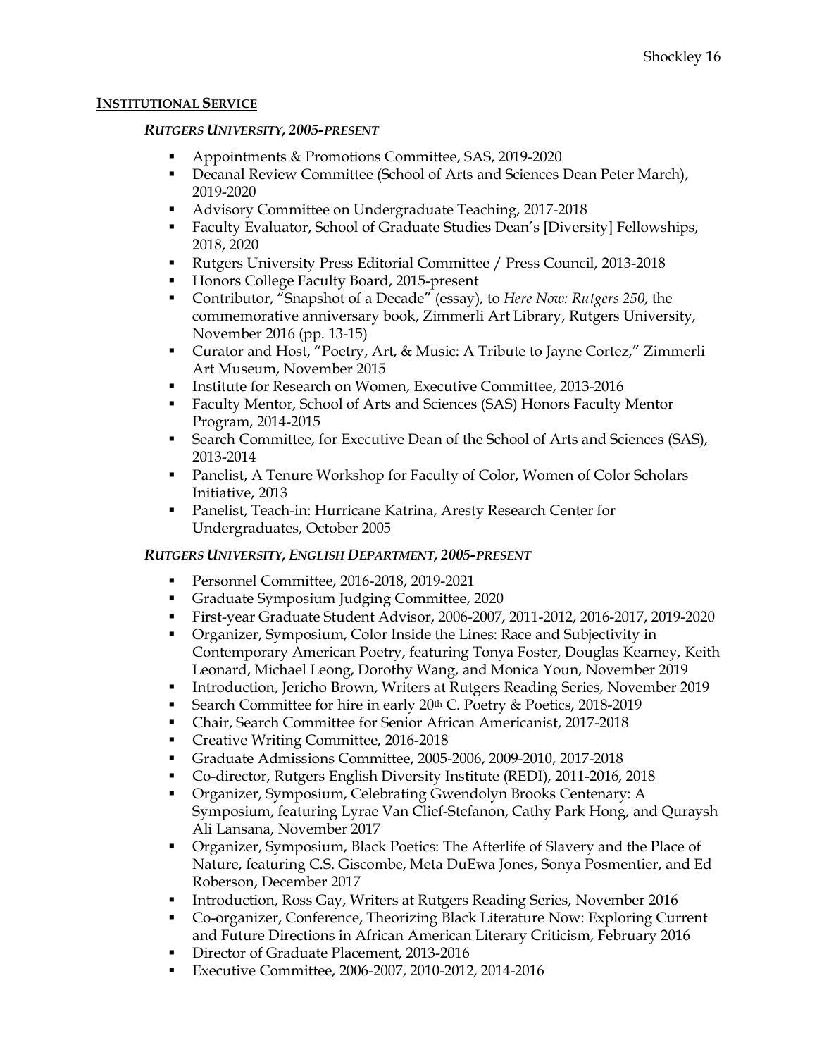## INSTITUTIONAL SERVICE

### *RUTGERS UNIVERSITY, 2005-PRESENT*

- Appointments & Promotions Committee, SAS, 2019-2020
- Decanal Review Committee (School of Arts and Sciences Dean Peter March), 2019-2020
- Advisory Committee on Undergraduate Teaching, 2017-2018
- Faculty Evaluator, School of Graduate Studies Dean's [Diversity] Fellowships, 2018, 2020
- Rutgers University Press Editorial Committee / Press Council, 2013-2018
- Honors College Faculty Board, 2015-present
- Contributor, "Snapshot of a Decade" (essay), to *Here Now: Rutgers 250*, the commemorative anniversary book, Zimmerli Art Library, Rutgers University, November 2016 (pp. 13-15)
- Curator and Host, "Poetry, Art, & Music: A Tribute to Jayne Cortez," Zimmerli Art Museum, November 2015
- Institute for Research on Women, Executive Committee, 2013-2016
- Faculty Mentor, School of Arts and Sciences (SAS) Honors Faculty Mentor Program, 2014-2015
- Search Committee, for Executive Dean of the School of Arts and Sciences (SAS), 2013-2014
- Panelist, A Tenure Workshop for Faculty of Color, Women of Color Scholars Initiative, 2013
- Panelist, Teach-in: Hurricane Katrina, Aresty Research Center for Undergraduates, October 2005

### *RUTGERS UNIVERSITY, ENGLISH DEPARTMENT, 2005-PRESENT*

- Personnel Committee, 2016-2018, 2019-2021
- Graduate Symposium Judging Committee, 2020
- First-year Graduate Student Advisor, 2006-2007, 2011-2012, 2016-2017, 2019-2020
- Organizer, Symposium, Color Inside the Lines: Race and Subjectivity in Contemporary American Poetry, featuring Tonya Foster, Douglas Kearney, Keith Leonard, Michael Leong, Dorothy Wang, and Monica Youn, November 2019
- Introduction, Jericho Brown, Writers at Rutgers Reading Series, November 2019
- Search Committee for hire in early 20th C. Poetry & Poetics, 2018-2019
- Chair, Search Committee for Senior African Americanist, 2017-2018
- Creative Writing Committee, 2016-2018
- Graduate Admissions Committee, 2005-2006, 2009-2010, 2017-2018
- Co-director, Rutgers English Diversity Institute (REDI), 2011-2016, 2018
- Organizer, Symposium, Celebrating Gwendolyn Brooks Centenary: A Symposium, featuring Lyrae Van Clief-Stefanon, Cathy Park Hong, and Quraysh Ali Lansana, November 2017
- Organizer, Symposium, Black Poetics: The Afterlife of Slavery and the Place of Nature, featuring C.S. Giscombe, Meta DuEwa Jones, Sonya Posmentier, and Ed Roberson, December 2017
- Introduction, Ross Gay, Writers at Rutgers Reading Series, November 2016
- Co-organizer, Conference, Theorizing Black Literature Now: Exploring Current and Future Directions in African American Literary Criticism, February 2016
- Director of Graduate Placement, 2013-2016
- Executive Committee, 2006-2007, 2010-2012, 2014-2016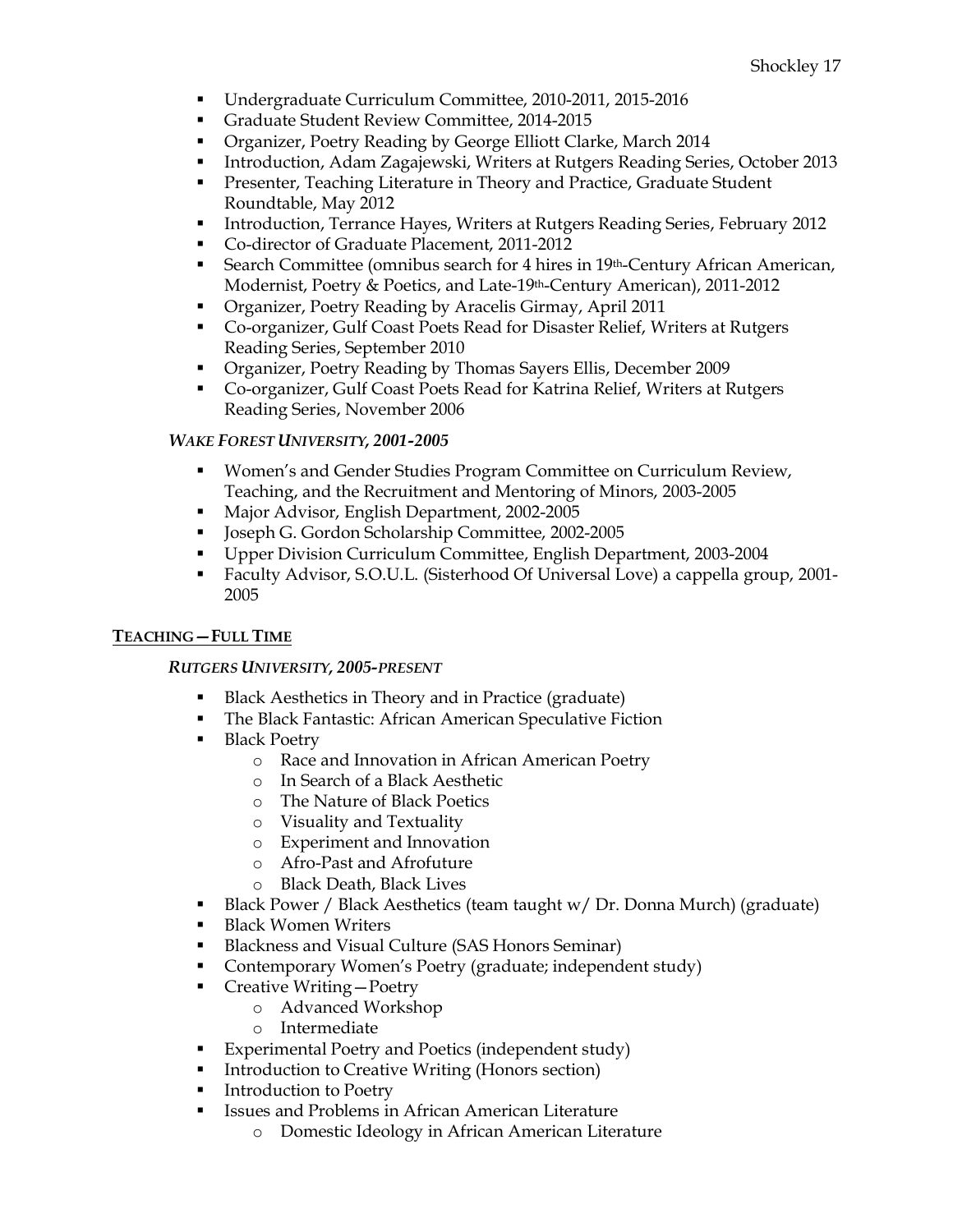- Undergraduate Curriculum Committee, 2010-2011, 2015-2016
- Graduate Student Review Committee, 2014-2015
- Organizer, Poetry Reading by George Elliott Clarke, March 2014
- Introduction, Adam Zagajewski, Writers at Rutgers Reading Series, October 2013
- Presenter, Teaching Literature in Theory and Practice, Graduate Student Roundtable, May 2012
- Introduction, Terrance Hayes, Writers at Rutgers Reading Series, February 2012
- Co-director of Graduate Placement, 2011-2012
- Search Committee (omnibus search for 4 hires in 19th-Century African American, Modernist, Poetry & Poetics, and Late-19th-Century American), 2011-2012
- Organizer, Poetry Reading by Aracelis Girmay, April 2011
- Co-organizer, Gulf Coast Poets Read for Disaster Relief, Writers at Rutgers Reading Series, September 2010
- Organizer, Poetry Reading by Thomas Sayers Ellis, December 2009
- Co-organizer, Gulf Coast Poets Read for Katrina Relief, Writers at Rutgers Reading Series, November 2006

***WAKE FOREST UNIVERSITY, 2001-2005***

- Women's and Gender Studies Program Committee on Curriculum Review, Teaching, and the Recruitment and Mentoring of Minors, 2003-2005
- Major Advisor, English Department, 2002-2005
- Joseph G. Gordon Scholarship Committee, 2002-2005
- Upper Division Curriculum Committee, English Department, 2003-2004
- Faculty Advisor, S.O.U.L. (Sisterhood Of Universal Love) a cappella group, 2001-2005

## TEACHING—FULL TIME

***RUTGERS UNIVERSITY, 2005-PRESENT***

- Black Aesthetics in Theory and in Practice (graduate)
- The Black Fantastic: African American Speculative Fiction
- Black Poetry
  - Race and Innovation in African American Poetry
  - In Search of a Black Aesthetic
  - The Nature of Black Poetics
  - Visuality and Textuality
  - Experiment and Innovation
  - Afro-Past and Afrofuture
  - Black Death, Black Lives
- Black Power / Black Aesthetics (team taught w/ Dr. Donna Murch) (graduate)
- Black Women Writers
- Blackness and Visual Culture (SAS Honors Seminar)
- Contemporary Women's Poetry (graduate; independent study)
- Creative Writing—Poetry
  - Advanced Workshop
  - Intermediate
- Experimental Poetry and Poetics (independent study)
- Introduction to Creative Writing (Honors section)
- Introduction to Poetry
- Issues and Problems in African American Literature
  - Domestic Ideology in African American Literature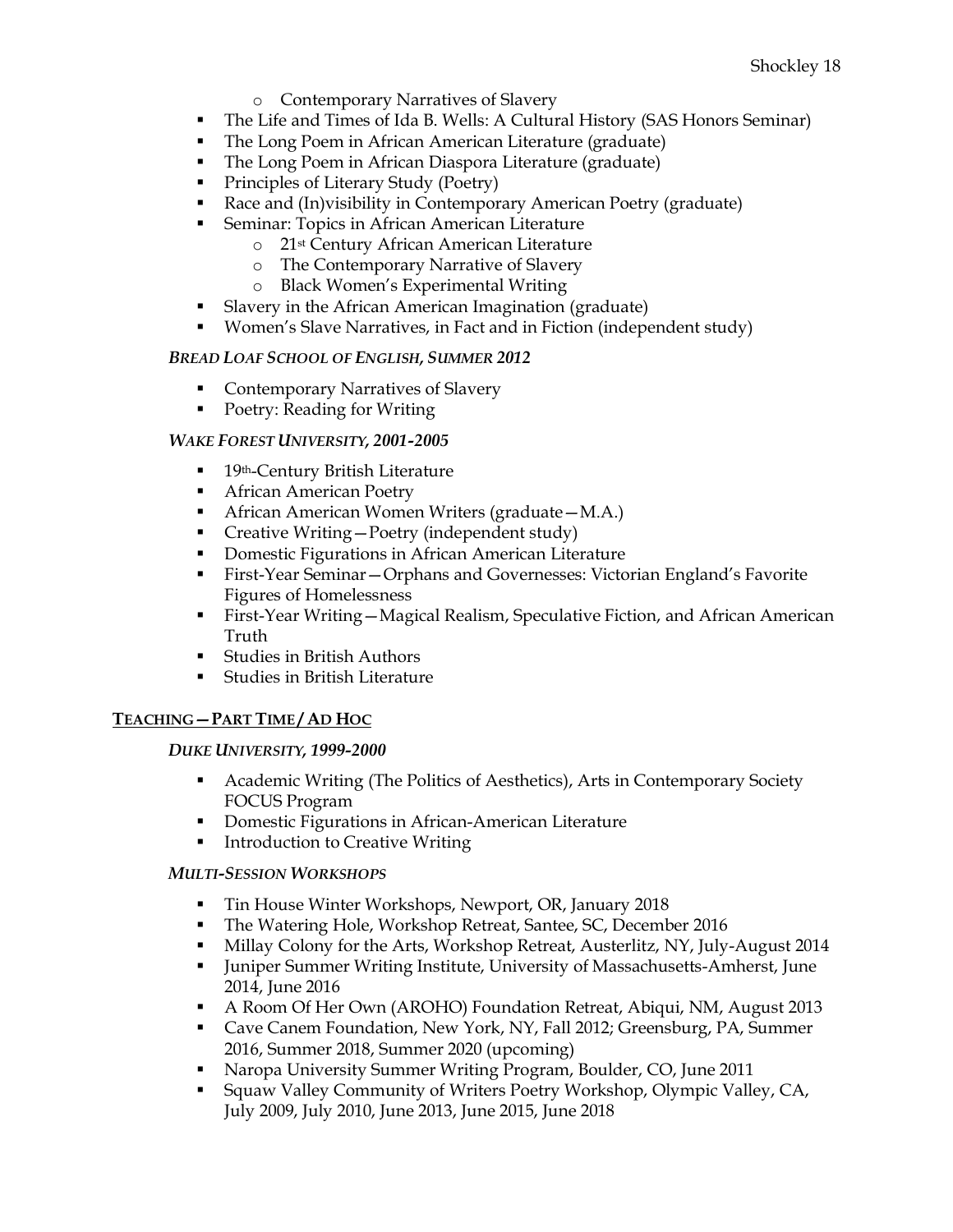- Contemporary Narratives of Slavery
- The Life and Times of Ida B. Wells: A Cultural History (SAS Honors Seminar)
- The Long Poem in African American Literature (graduate)
- The Long Poem in African Diaspora Literature (graduate)
- Principles of Literary Study (Poetry)
- Race and (In)visibility in Contemporary American Poetry (graduate)
- Seminar: Topics in African American Literature
    - 21st Century African American Literature
    - The Contemporary Narrative of Slavery
    - Black Women's Experimental Writing
- Slavery in the African American Imagination (graduate)
- Women's Slave Narratives, in Fact and in Fiction (independent study)

***BREAD LOAF SCHOOL OF ENGLISH, SUMMER 2012***

- Contemporary Narratives of Slavery
- Poetry: Reading for Writing

***WAKE FOREST UNIVERSITY, 2001-2005***

- 19th-Century British Literature
- African American Poetry
- African American Women Writers (graduate—M.A.)
- Creative Writing—Poetry (independent study)
- Domestic Figurations in African American Literature
- First-Year Seminar—Orphans and Governesses: Victorian England's Favorite Figures of Homelessness
- First-Year Writing—Magical Realism, Speculative Fiction, and African American Truth
- Studies in British Authors
- Studies in British Literature

## **TEACHING—PART TIME / AD HOC**

***DUKE UNIVERSITY, 1999-2000***

- Academic Writing (The Politics of Aesthetics), Arts in Contemporary Society FOCUS Program
- Domestic Figurations in African-American Literature
- Introduction to Creative Writing

***MULTI-SESSION WORKSHOPS***

- Tin House Winter Workshops, Newport, OR, January 2018
- The Watering Hole, Workshop Retreat, Santee, SC, December 2016
- Millay Colony for the Arts, Workshop Retreat, Austerlitz, NY, July-August 2014
- Juniper Summer Writing Institute, University of Massachusetts-Amherst, June 2014, June 2016
- A Room Of Her Own (AROHO) Foundation Retreat, Abiqui, NM, August 2013
- Cave Canem Foundation, New York, NY, Fall 2012; Greensburg, PA, Summer 2016, Summer 2018, Summer 2020 (upcoming)
- Naropa University Summer Writing Program, Boulder, CO, June 2011
- Squaw Valley Community of Writers Poetry Workshop, Olympic Valley, CA, July 2009, July 2010, June 2013, June 2015, June 2018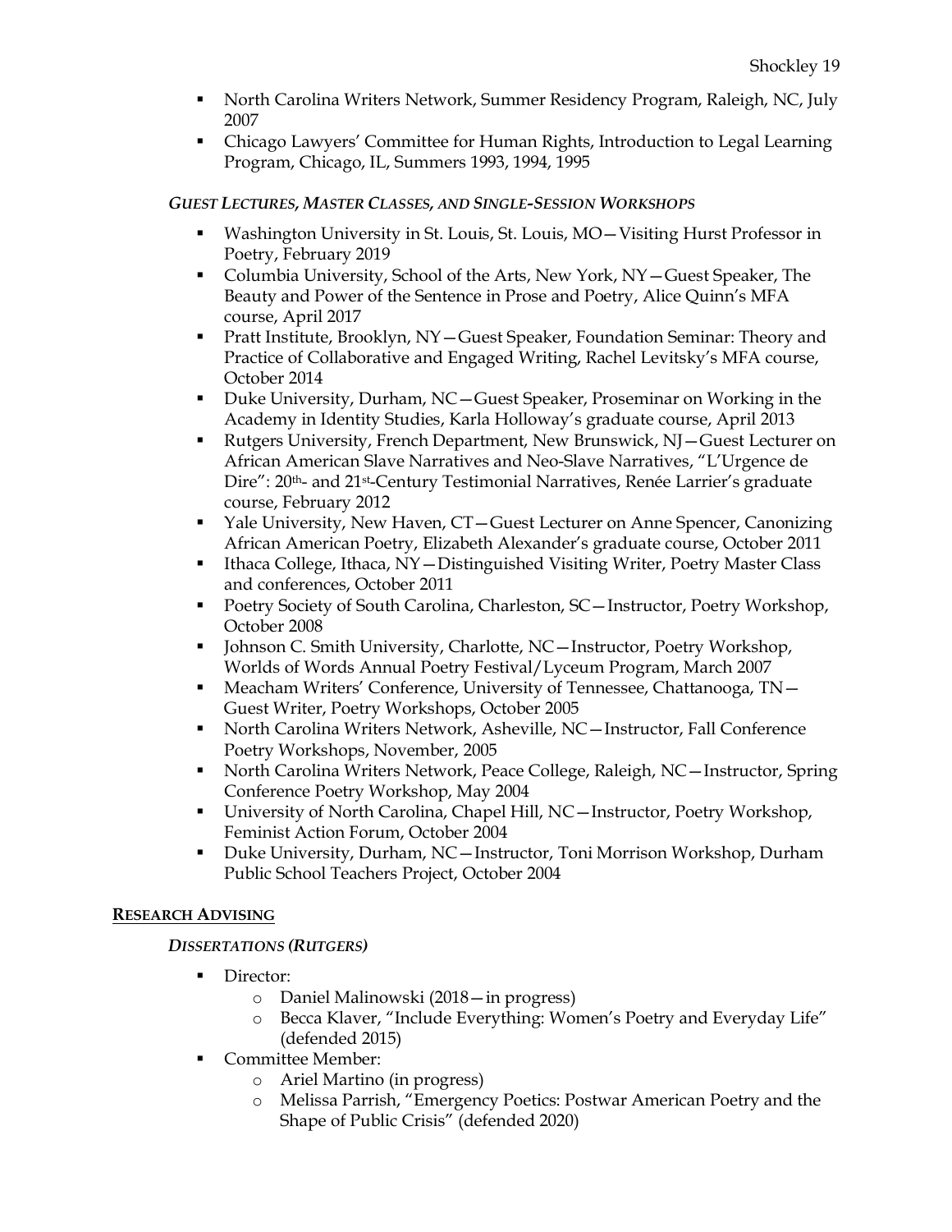- North Carolina Writers Network, Summer Residency Program, Raleigh, NC, July 2007
- Chicago Lawyers' Committee for Human Rights, Introduction to Legal Learning Program, Chicago, IL, Summers 1993, 1994, 1995

#### *Guest Lectures, Master Classes, and Single-Session Workshops*

- Washington University in St. Louis, St. Louis, MO—Visiting Hurst Professor in Poetry, February 2019
- Columbia University, School of the Arts, New York, NY—Guest Speaker, The Beauty and Power of the Sentence in Prose and Poetry, Alice Quinn's MFA course, April 2017
- Pratt Institute, Brooklyn, NY—Guest Speaker, Foundation Seminar: Theory and Practice of Collaborative and Engaged Writing, Rachel Levitsky's MFA course, October 2014
- Duke University, Durham, NC—Guest Speaker, Proseminar on Working in the Academy in Identity Studies, Karla Holloway's graduate course, April 2013
- Rutgers University, French Department, New Brunswick, NJ—Guest Lecturer on African American Slave Narratives and Neo-Slave Narratives, "L'Urgence de Dire": 20th- and 21st-Century Testimonial Narratives, Renée Larrier's graduate course, February 2012
- Yale University, New Haven, CT—Guest Lecturer on Anne Spencer, Canonizing African American Poetry, Elizabeth Alexander's graduate course, October 2011
- Ithaca College, Ithaca, NY—Distinguished Visiting Writer, Poetry Master Class and conferences, October 2011
- Poetry Society of South Carolina, Charleston, SC—Instructor, Poetry Workshop, October 2008
- Johnson C. Smith University, Charlotte, NC—Instructor, Poetry Workshop, Worlds of Words Annual Poetry Festival/Lyceum Program, March 2007
- Meacham Writers' Conference, University of Tennessee, Chattanooga, TN—Guest Writer, Poetry Workshops, October 2005
- North Carolina Writers Network, Asheville, NC—Instructor, Fall Conference Poetry Workshops, November, 2005
- North Carolina Writers Network, Peace College, Raleigh, NC—Instructor, Spring Conference Poetry Workshop, May 2004
- University of North Carolina, Chapel Hill, NC—Instructor, Poetry Workshop, Feminist Action Forum, October 2004
- Duke University, Durham, NC—Instructor, Toni Morrison Workshop, Durham Public School Teachers Project, October 2004

### **Research Advising**

#### *Dissertations (Rutgers)*

- Director:
  - Daniel Malinowski (2018—in progress)
  - Becca Klaver, "Include Everything: Women's Poetry and Everyday Life" (defended 2015)
- Committee Member:
  - Ariel Martino (in progress)
  - Melissa Parrish, "Emergency Poetics: Postwar American Poetry and the Shape of Public Crisis" (defended 2020)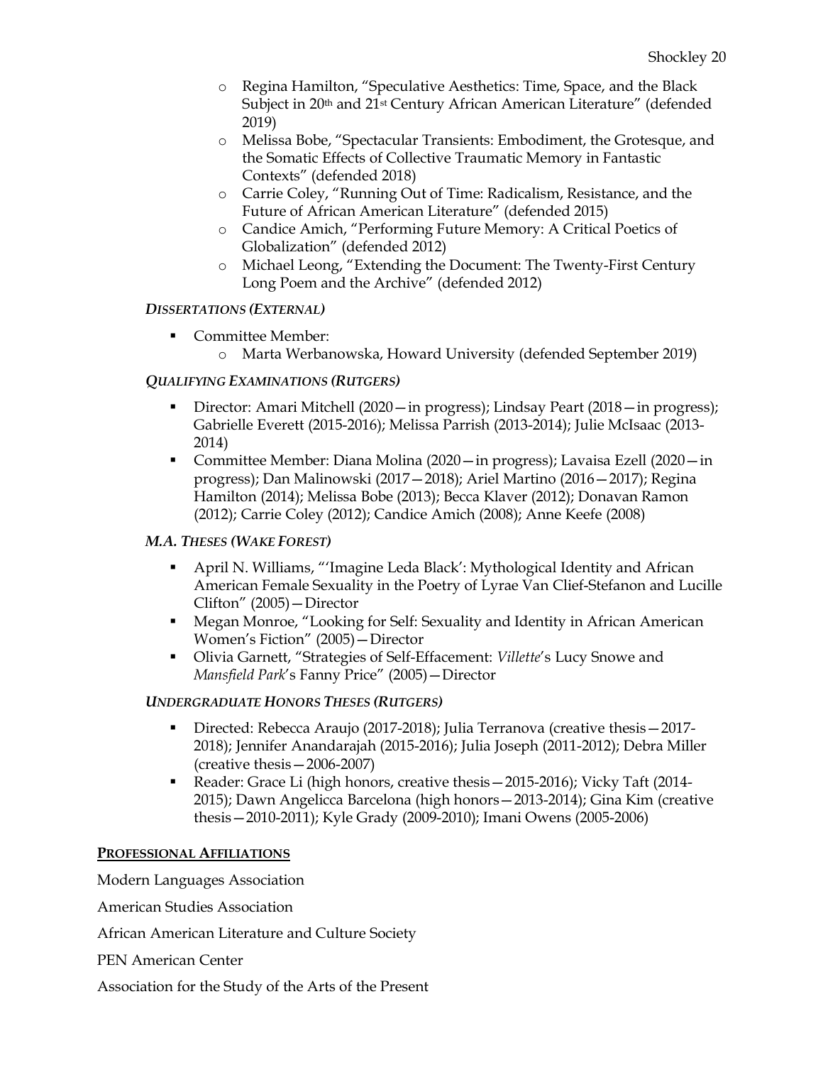- Regina Hamilton, "Speculative Aesthetics: Time, Space, and the Black Subject in 20th and 21st Century African American Literature" (defended 2019)
- Melissa Bobe, "Spectacular Transients: Embodiment, the Grotesque, and the Somatic Effects of Collective Traumatic Memory in Fantastic Contexts" (defended 2018)
- Carrie Coley, "Running Out of Time: Radicalism, Resistance, and the Future of African American Literature" (defended 2015)
- Candice Amich, "Performing Future Memory: A Critical Poetics of Globalization" (defended 2012)
- Michael Leong, "Extending the Document: The Twenty-First Century Long Poem and the Archive" (defended 2012)

***DISSERTATIONS (EXTERNAL)***

- Committee Member:
  - Marta Werbanowska, Howard University (defended September 2019)

***QUALIFYING EXAMINATIONS (RUTGERS)***

- Director: Amari Mitchell (2020—in progress); Lindsay Peart (2018—in progress); Gabrielle Everett (2015-2016); Melissa Parrish (2013-2014); Julie McIsaac (2013-2014)
- Committee Member: Diana Molina (2020—in progress); Lavaisa Ezell (2020—in progress); Dan Malinowski (2017—2018); Ariel Martino (2016—2017); Regina Hamilton (2014); Melissa Bobe (2013); Becca Klaver (2012); Donavan Ramon (2012); Carrie Coley (2012); Candice Amich (2008); Anne Keefe (2008)

***M.A. THESES (WAKE FOREST)***

- April N. Williams, "'Imagine Leda Black': Mythological Identity and African American Female Sexuality in the Poetry of Lyrae Van Clief-Stefanon and Lucille Clifton" (2005)—Director
- Megan Monroe, "Looking for Self: Sexuality and Identity in African American Women's Fiction" (2005)—Director
- Olivia Garnett, "Strategies of Self-Effacement: *Villette*'s Lucy Snowe and *Mansfield Park*'s Fanny Price" (2005)—Director

***UNDERGRADUATE HONORS THESES (RUTGERS)***

- Directed: Rebecca Araujo (2017-2018); Julia Terranova (creative thesis—2017-2018); Jennifer Anandarajah (2015-2016); Julia Joseph (2011-2012); Debra Miller (creative thesis—2006-2007)
- Reader: Grace Li (high honors, creative thesis—2015-2016); Vicky Taft (2014-2015); Dawn Angelicca Barcelona (high honors—2013-2014); Gina Kim (creative thesis—2010-2011); Kyle Grady (2009-2010); Imani Owens (2005-2006)

**PROFESSIONAL AFFILIATIONS**

Modern Languages Association

American Studies Association

African American Literature and Culture Society

PEN American Center

Association for the Study of the Arts of the Present